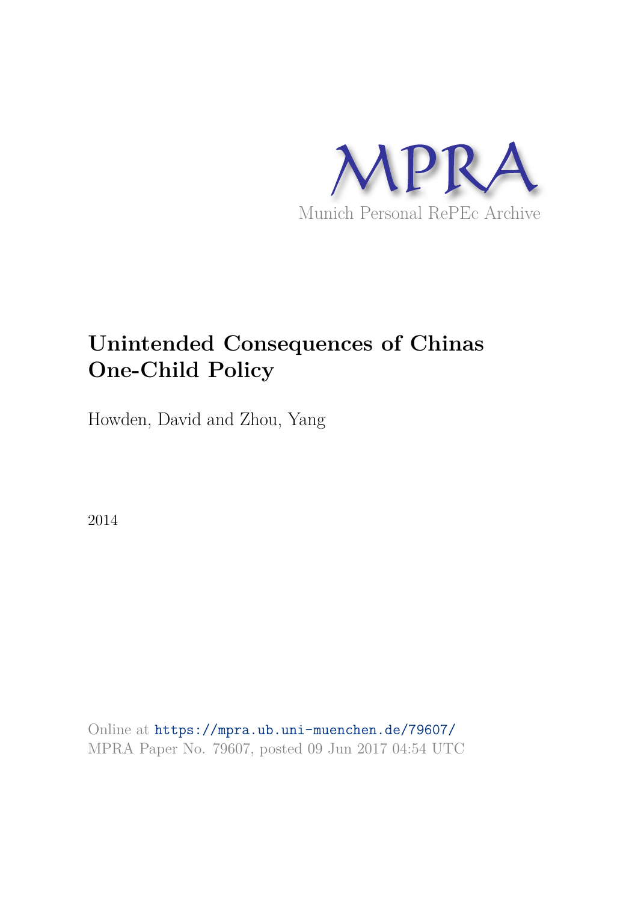MPRA

Munich Personal RePEc Archive

# Unintended Consequences of Chinas One-Child Policy

Howden, David and Zhou, Yang

2014

Online at https://mpra.ub.uni-muenchen.de/79607/
MPRA Paper No. 79607, posted 09 Jun 2017 04:54 UTC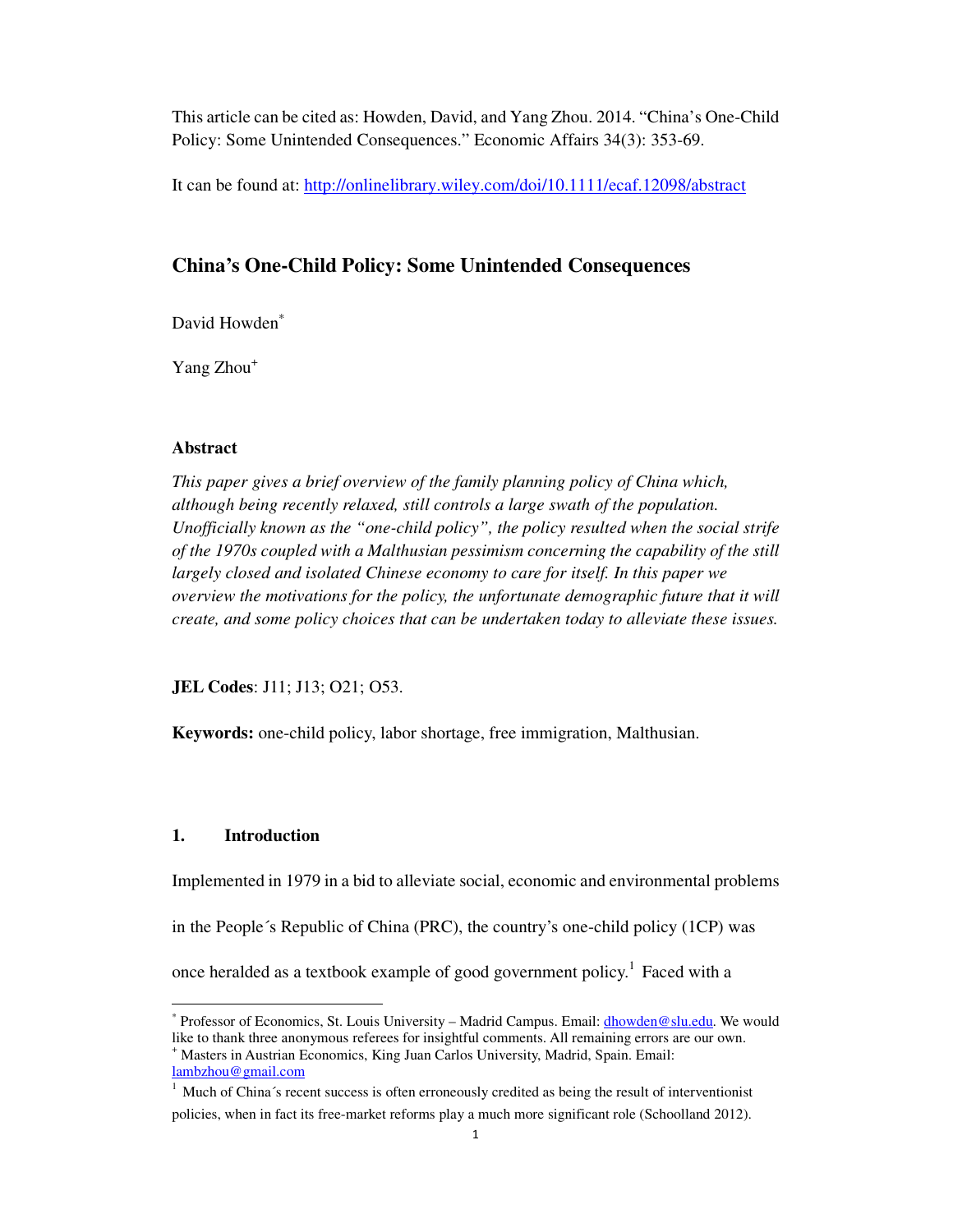This article can be cited as: Howden, David, and Yang Zhou. 2014. "China's One-Child Policy: Some Unintended Consequences." Economic Affairs 34(3): 353-69.

It can be found at: http://onlinelibrary.wiley.com/doi/10.1111/ecaf.12098/abstract

## China's One-Child Policy: Some Unintended Consequences

David Howden[*]

Yang Zhou[+]

### Abstract

*This paper gives a brief overview of the family planning policy of China which, although being recently relaxed, still controls a large swath of the population. Unofficially known as the "one-child policy", the policy resulted when the social strife of the 1970s coupled with a Malthusian pessimism concerning the capability of the still largely closed and isolated Chinese economy to care for itself. In this paper we overview the motivations for the policy, the unfortunate demographic future that it will create, and some policy choices that can be undertaken today to alleviate these issues.*

**JEL Codes**: J11; J13; O21; O53.

**Keywords:** one-child policy, labor shortage, free immigration, Malthusian.

### 1. Introduction

Implemented in 1979 in a bid to alleviate social, economic and environmental problems in the People´s Republic of China (PRC), the country's one-child policy (1CP) was once heralded as a textbook example of good government policy.[1] Faced with a

---

[*] Professor of Economics, St. Louis University – Madrid Campus. Email: dhowden@slu.edu. We would like to thank three anonymous referees for insightful comments. All remaining errors are our own.

[+] Masters in Austrian Economics, King Juan Carlos University, Madrid, Spain. Email: lambzhou@gmail.com

[1] Much of China´s recent success is often erroneously credited as being the result of interventionist policies, when in fact its free-market reforms play a much more significant role (Schoolland 2012).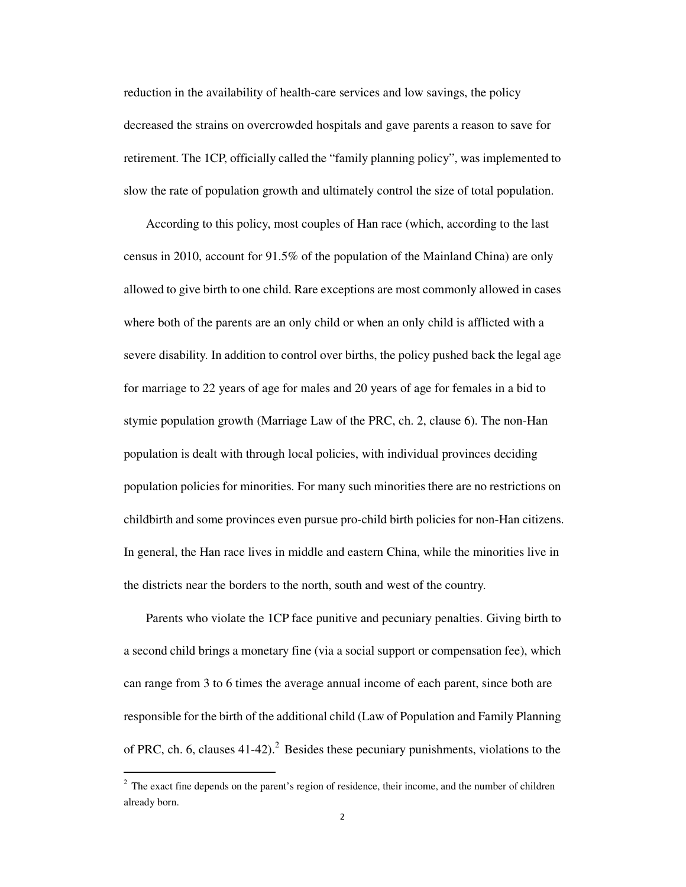reduction in the availability of health-care services and low savings, the policy decreased the strains on overcrowded hospitals and gave parents a reason to save for retirement. The 1CP, officially called the "family planning policy", was implemented to slow the rate of population growth and ultimately control the size of total population.

According to this policy, most couples of Han race (which, according to the last census in 2010, account for 91.5% of the population of the Mainland China) are only allowed to give birth to one child. Rare exceptions are most commonly allowed in cases where both of the parents are an only child or when an only child is afflicted with a severe disability. In addition to control over births, the policy pushed back the legal age for marriage to 22 years of age for males and 20 years of age for females in a bid to stymie population growth (Marriage Law of the PRC, ch. 2, clause 6). The non-Han population is dealt with through local policies, with individual provinces deciding population policies for minorities. For many such minorities there are no restrictions on childbirth and some provinces even pursue pro-child birth policies for non-Han citizens. In general, the Han race lives in middle and eastern China, while the minorities live in the districts near the borders to the north, south and west of the country.

Parents who violate the 1CP face punitive and pecuniary penalties. Giving birth to a second child brings a monetary fine (via a social support or compensation fee), which can range from 3 to 6 times the average annual income of each parent, since both are responsible for the birth of the additional child (Law of Population and Family Planning of PRC, ch. 6, clauses 41-42).[2] Besides these pecuniary punishments, violations to the

[2] The exact fine depends on the parent's region of residence, their income, and the number of children already born.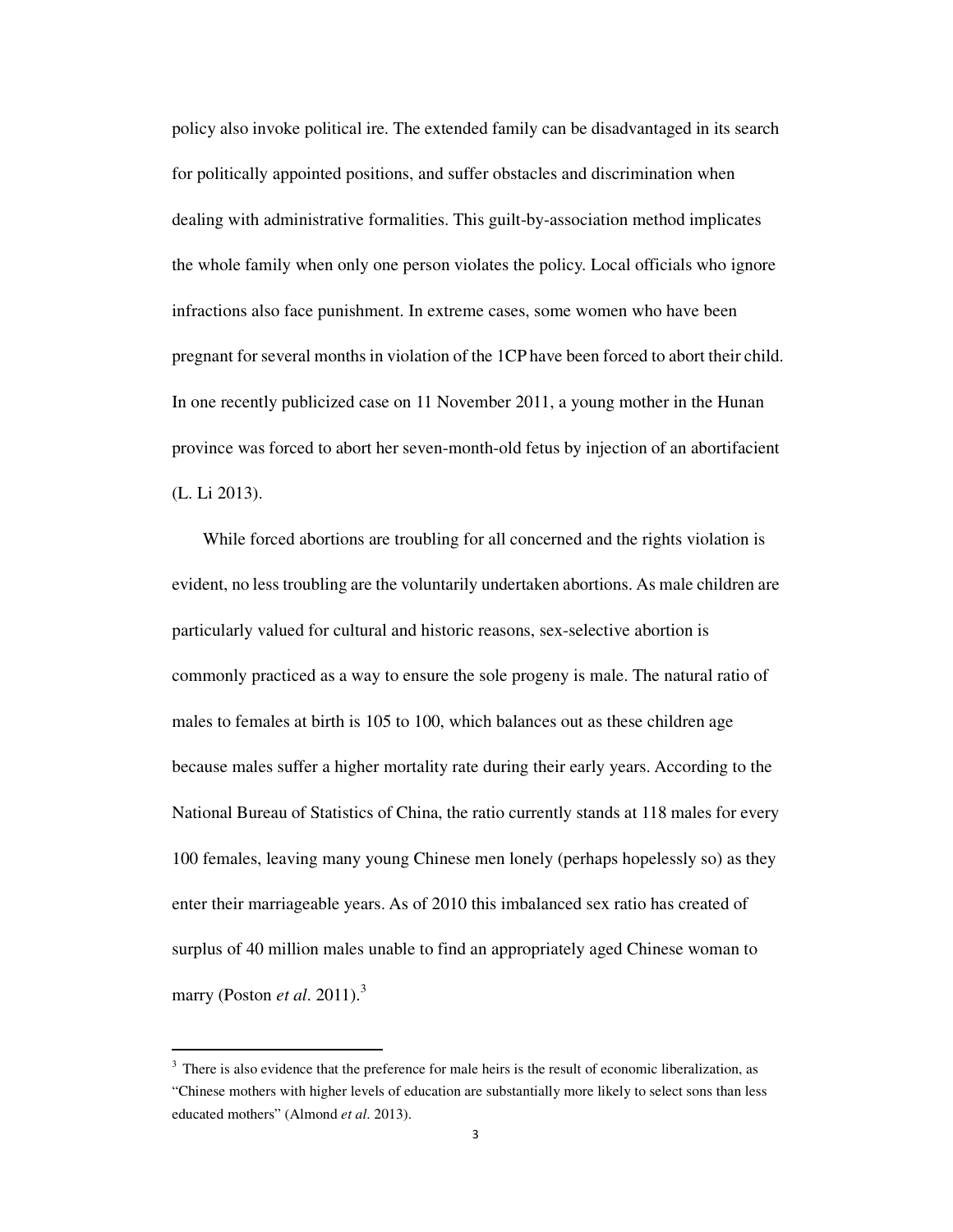policy also invoke political ire. The extended family can be disadvantaged in its search for politically appointed positions, and suffer obstacles and discrimination when dealing with administrative formalities. This guilt-by-association method implicates the whole family when only one person violates the policy. Local officials who ignore infractions also face punishment. In extreme cases, some women who have been pregnant for several months in violation of the 1CP have been forced to abort their child. In one recently publicized case on 11 November 2011, a young mother in the Hunan province was forced to abort her seven-month-old fetus by injection of an abortifacient (L. Li 2013).

While forced abortions are troubling for all concerned and the rights violation is evident, no less troubling are the voluntarily undertaken abortions. As male children are particularly valued for cultural and historic reasons, sex-selective abortion is commonly practiced as a way to ensure the sole progeny is male. The natural ratio of males to females at birth is 105 to 100, which balances out as these children age because males suffer a higher mortality rate during their early years. According to the National Bureau of Statistics of China, the ratio currently stands at 118 males for every 100 females, leaving many young Chinese men lonely (perhaps hopelessly so) as they enter their marriageable years. As of 2010 this imbalanced sex ratio has created of surplus of 40 million males unable to find an appropriately aged Chinese woman to marry (Poston *et al*. 2011).[3]

---

[3] There is also evidence that the preference for male heirs is the result of economic liberalization, as "Chinese mothers with higher levels of education are substantially more likely to select sons than less educated mothers" (Almond *et al*. 2013).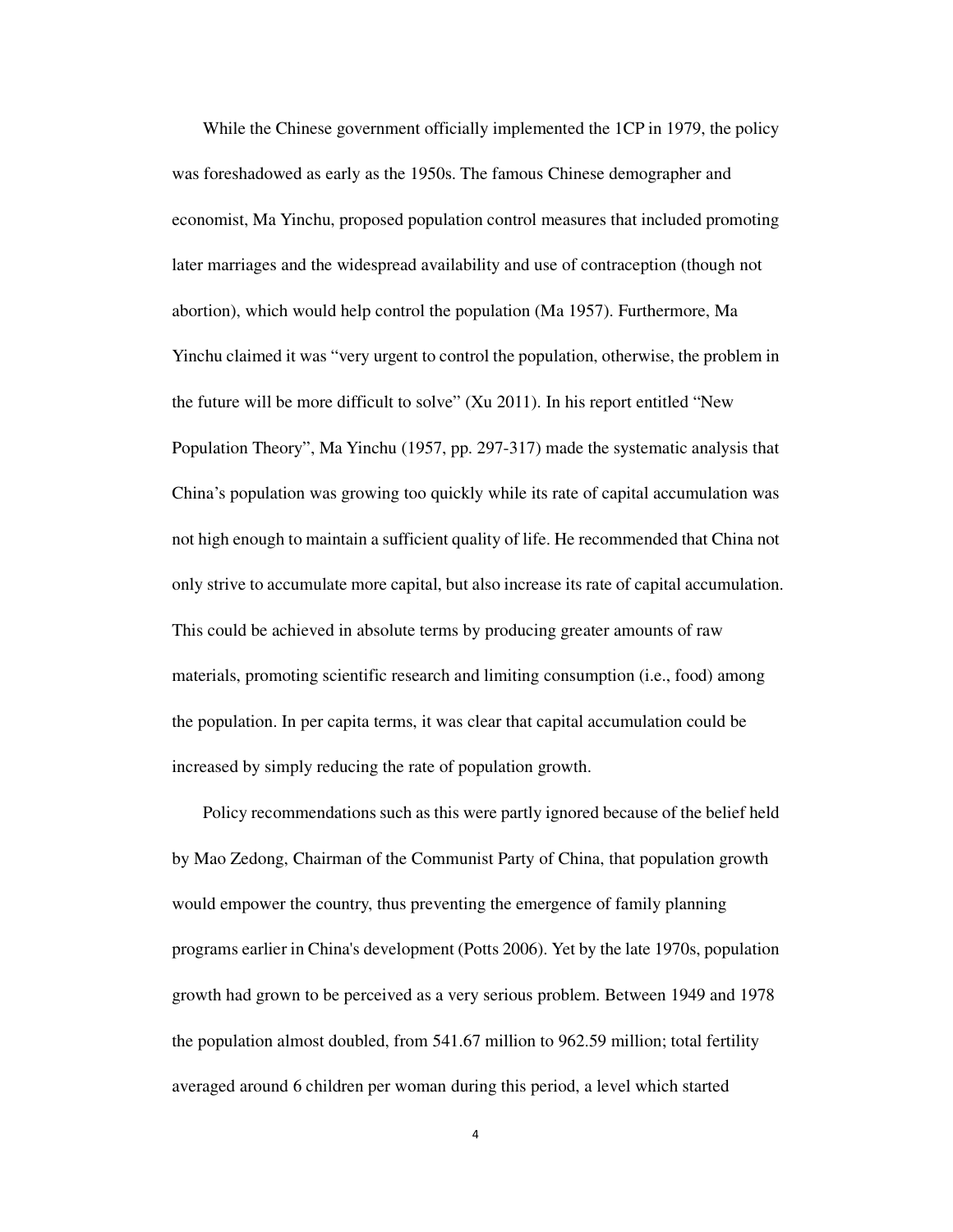While the Chinese government officially implemented the 1CP in 1979, the policy was foreshadowed as early as the 1950s. The famous Chinese demographer and economist, Ma Yinchu, proposed population control measures that included promoting later marriages and the widespread availability and use of contraception (though not abortion), which would help control the population (Ma 1957). Furthermore, Ma Yinchu claimed it was "very urgent to control the population, otherwise, the problem in the future will be more difficult to solve" (Xu 2011). In his report entitled "New Population Theory", Ma Yinchu (1957, pp. 297-317) made the systematic analysis that China's population was growing too quickly while its rate of capital accumulation was not high enough to maintain a sufficient quality of life. He recommended that China not only strive to accumulate more capital, but also increase its rate of capital accumulation. This could be achieved in absolute terms by producing greater amounts of raw materials, promoting scientific research and limiting consumption (i.e., food) among the population. In per capita terms, it was clear that capital accumulation could be increased by simply reducing the rate of population growth.

Policy recommendations such as this were partly ignored because of the belief held by Mao Zedong, Chairman of the Communist Party of China, that population growth would empower the country, thus preventing the emergence of family planning programs earlier in China's development (Potts 2006). Yet by the late 1970s, population growth had grown to be perceived as a very serious problem. Between 1949 and 1978 the population almost doubled, from 541.67 million to 962.59 million; total fertility averaged around 6 children per woman during this period, a level which started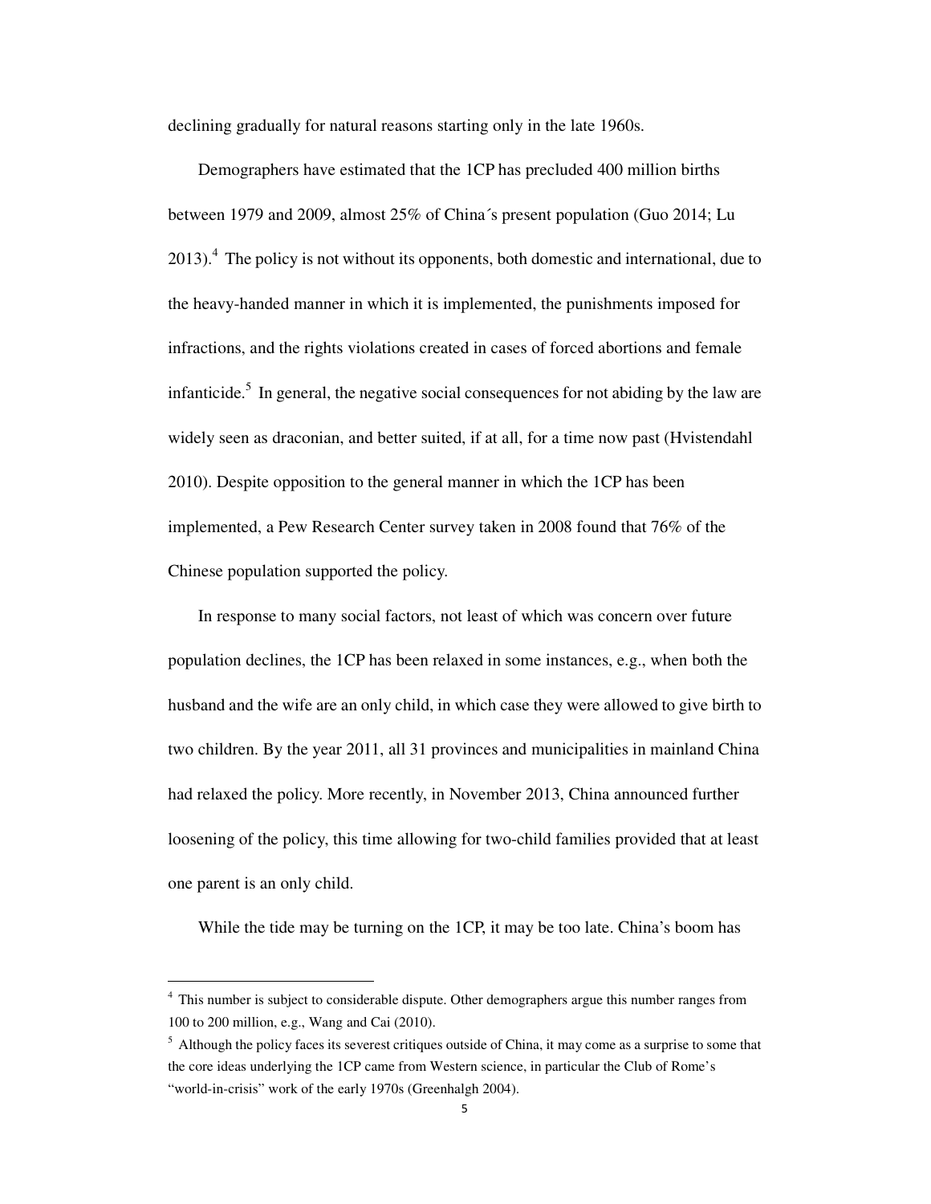declining gradually for natural reasons starting only in the late 1960s.

Demographers have estimated that the 1CP has precluded 400 million births between 1979 and 2009, almost 25% of China´s present population (Guo 2014; Lu 2013).[4] The policy is not without its opponents, both domestic and international, due to the heavy-handed manner in which it is implemented, the punishments imposed for infractions, and the rights violations created in cases of forced abortions and female infanticide.[5] In general, the negative social consequences for not abiding by the law are widely seen as draconian, and better suited, if at all, for a time now past (Hvistendahl 2010). Despite opposition to the general manner in which the 1CP has been implemented, a Pew Research Center survey taken in 2008 found that 76% of the Chinese population supported the policy.

In response to many social factors, not least of which was concern over future population declines, the 1CP has been relaxed in some instances, e.g., when both the husband and the wife are an only child, in which case they were allowed to give birth to two children. By the year 2011, all 31 provinces and municipalities in mainland China had relaxed the policy. More recently, in November 2013, China announced further loosening of the policy, this time allowing for two-child families provided that at least one parent is an only child.

While the tide may be turning on the 1CP, it may be too late. China's boom has

---

[4] This number is subject to considerable dispute. Other demographers argue this number ranges from 100 to 200 million, e.g., Wang and Cai (2010).

[5] Although the policy faces its severest critiques outside of China, it may come as a surprise to some that the core ideas underlying the 1CP came from Western science, in particular the Club of Rome's "world-in-crisis" work of the early 1970s (Greenhalgh 2004).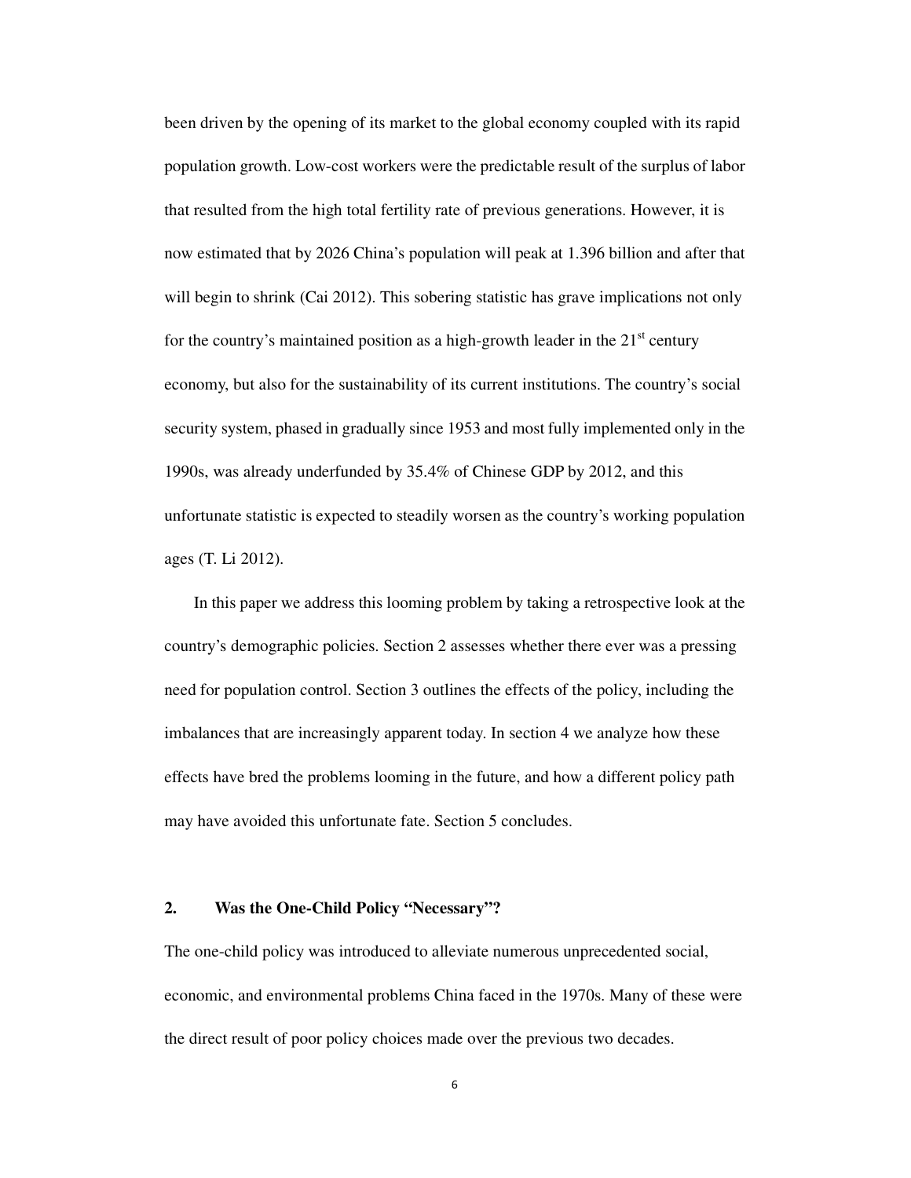been driven by the opening of its market to the global economy coupled with its rapid population growth. Low-cost workers were the predictable result of the surplus of labor that resulted from the high total fertility rate of previous generations. However, it is now estimated that by 2026 China's population will peak at 1.396 billion and after that will begin to shrink (Cai 2012). This sobering statistic has grave implications not only for the country's maintained position as a high-growth leader in the 21st century economy, but also for the sustainability of its current institutions. The country's social security system, phased in gradually since 1953 and most fully implemented only in the 1990s, was already underfunded by 35.4% of Chinese GDP by 2012, and this unfortunate statistic is expected to steadily worsen as the country's working population ages (T. Li 2012).

In this paper we address this looming problem by taking a retrospective look at the country's demographic policies. Section 2 assesses whether there ever was a pressing need for population control. Section 3 outlines the effects of the policy, including the imbalances that are increasingly apparent today. In section 4 we analyze how these effects have bred the problems looming in the future, and how a different policy path may have avoided this unfortunate fate. Section 5 concludes.

## 2. Was the One-Child Policy "Necessary"?

The one-child policy was introduced to alleviate numerous unprecedented social, economic, and environmental problems China faced in the 1970s. Many of these were the direct result of poor policy choices made over the previous two decades.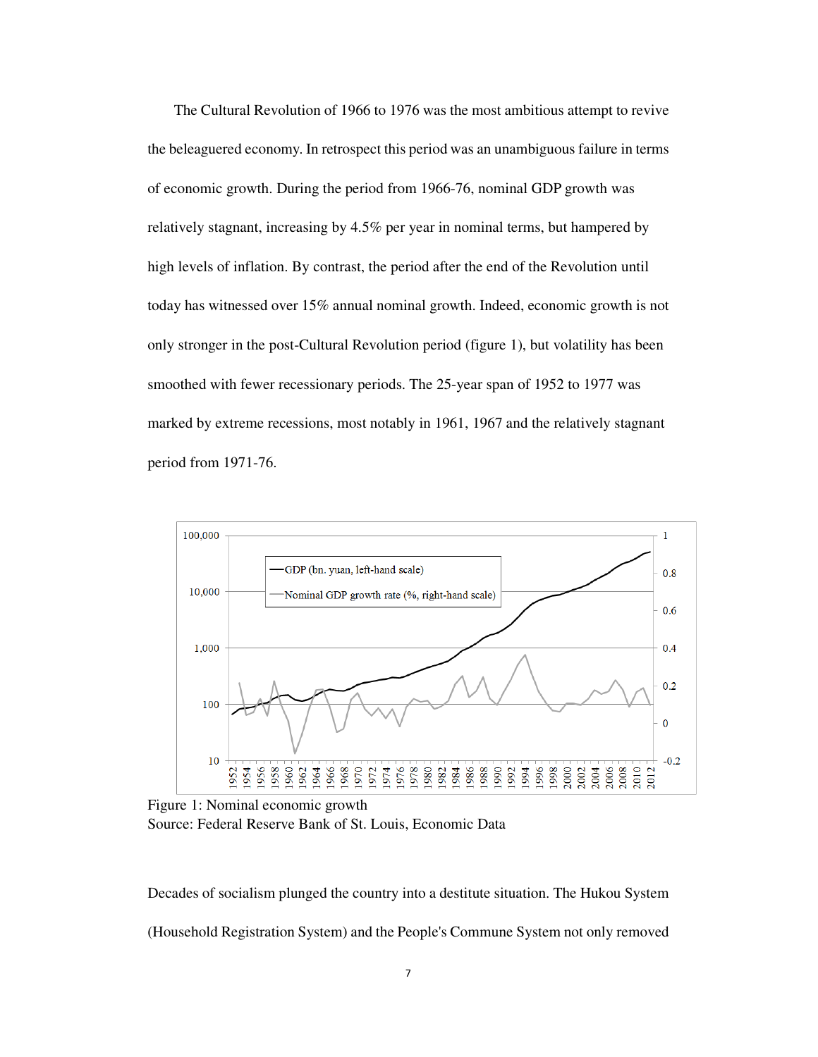The Cultural Revolution of 1966 to 1976 was the most ambitious attempt to revive the beleaguered economy. In retrospect this period was an unambiguous failure in terms of economic growth. During the period from 1966-76, nominal GDP growth was relatively stagnant, increasing by 4.5% per year in nominal terms, but hampered by high levels of inflation. By contrast, the period after the end of the Revolution until today has witnessed over 15% annual nominal growth. Indeed, economic growth is not only stronger in the post-Cultural Revolution period (figure 1), but volatility has been smoothed with fewer recessionary periods. The 25-year span of 1952 to 1977 was marked by extreme recessions, most notably in 1961, 1967 and the relatively stagnant period from 1971-76.

Figure 1: Nominal economic growth
Source: Federal Reserve Bank of St. Louis, Economic Data

Decades of socialism plunged the country into a destitute situation. The Hukou System (Household Registration System) and the People's Commune System not only removed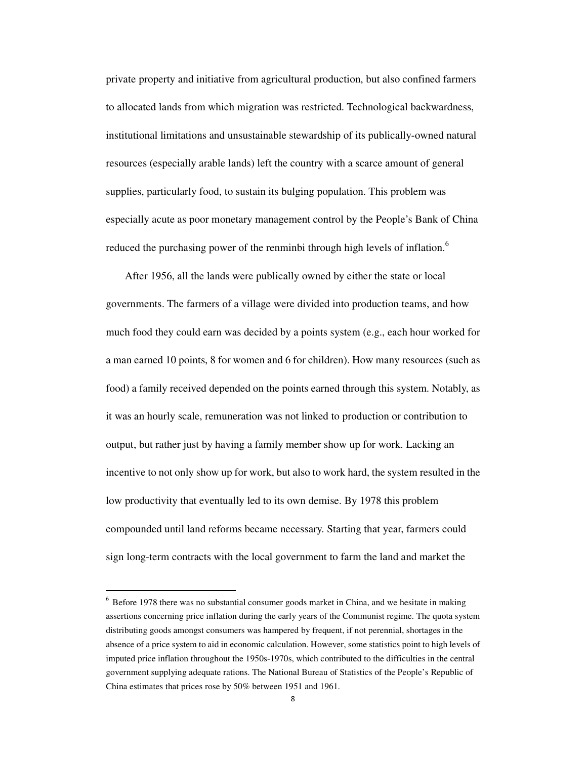private property and initiative from agricultural production, but also confined farmers to allocated lands from which migration was restricted. Technological backwardness, institutional limitations and unsustainable stewardship of its publically-owned natural resources (especially arable lands) left the country with a scarce amount of general supplies, particularly food, to sustain its bulging population. This problem was especially acute as poor monetary management control by the People's Bank of China reduced the purchasing power of the renminbi through high levels of inflation.[6]

After 1956, all the lands were publically owned by either the state or local governments. The farmers of a village were divided into production teams, and how much food they could earn was decided by a points system (e.g., each hour worked for a man earned 10 points, 8 for women and 6 for children). How many resources (such as food) a family received depended on the points earned through this system. Notably, as it was an hourly scale, remuneration was not linked to production or contribution to output, but rather just by having a family member show up for work. Lacking an incentive to not only show up for work, but also to work hard, the system resulted in the low productivity that eventually led to its own demise. By 1978 this problem compounded until land reforms became necessary. Starting that year, farmers could sign long-term contracts with the local government to farm the land and market the

---

[6] Before 1978 there was no substantial consumer goods market in China, and we hesitate in making assertions concerning price inflation during the early years of the Communist regime. The quota system distributing goods amongst consumers was hampered by frequent, if not perennial, shortages in the absence of a price system to aid in economic calculation. However, some statistics point to high levels of imputed price inflation throughout the 1950s-1970s, which contributed to the difficulties in the central government supplying adequate rations. The National Bureau of Statistics of the People's Republic of China estimates that prices rose by 50% between 1951 and 1961.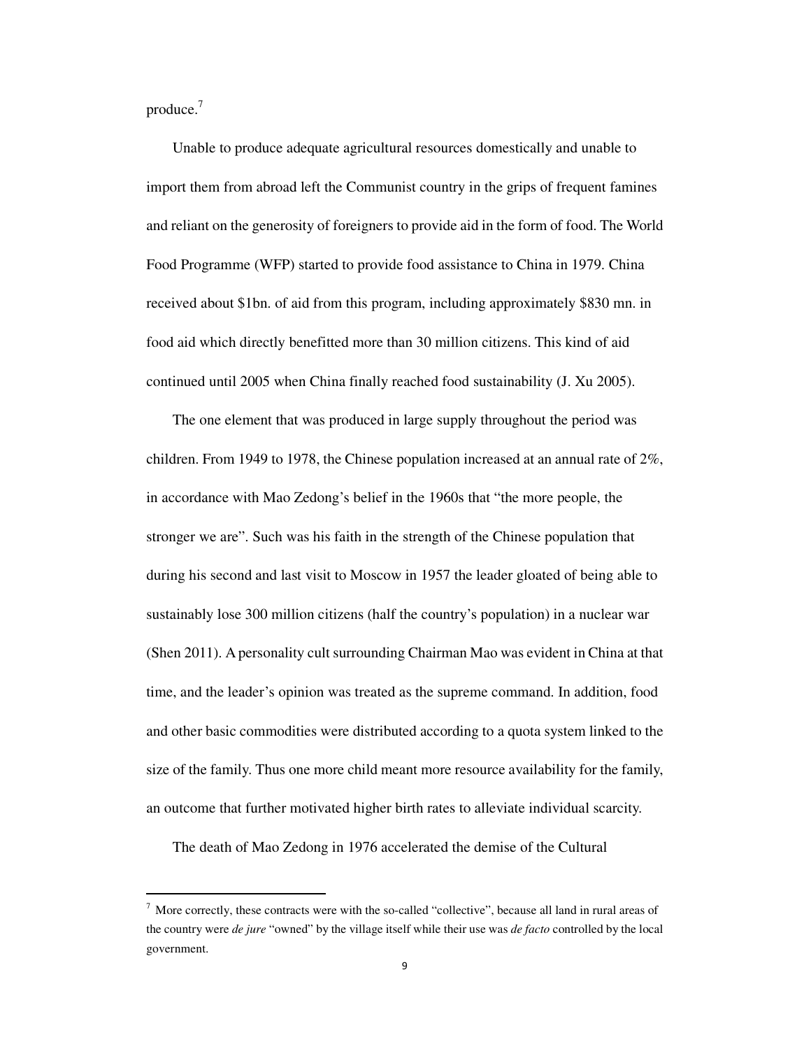produce.[7]

Unable to produce adequate agricultural resources domestically and unable to import them from abroad left the Communist country in the grips of frequent famines and reliant on the generosity of foreigners to provide aid in the form of food. The World Food Programme (WFP) started to provide food assistance to China in 1979. China received about $1bn. of aid from this program, including approximately $830 mn. in food aid which directly benefitted more than 30 million citizens. This kind of aid continued until 2005 when China finally reached food sustainability (J. Xu 2005).

The one element that was produced in large supply throughout the period was children. From 1949 to 1978, the Chinese population increased at an annual rate of 2%, in accordance with Mao Zedong's belief in the 1960s that "the more people, the stronger we are". Such was his faith in the strength of the Chinese population that during his second and last visit to Moscow in 1957 the leader gloated of being able to sustainably lose 300 million citizens (half the country's population) in a nuclear war (Shen 2011). A personality cult surrounding Chairman Mao was evident in China at that time, and the leader's opinion was treated as the supreme command. In addition, food and other basic commodities were distributed according to a quota system linked to the size of the family. Thus one more child meant more resource availability for the family, an outcome that further motivated higher birth rates to alleviate individual scarcity.

The death of Mao Zedong in 1976 accelerated the demise of the Cultural

---

[7] More correctly, these contracts were with the so-called "collective", because all land in rural areas of the country were *de jure* "owned" by the village itself while their use was *de facto* controlled by the local government.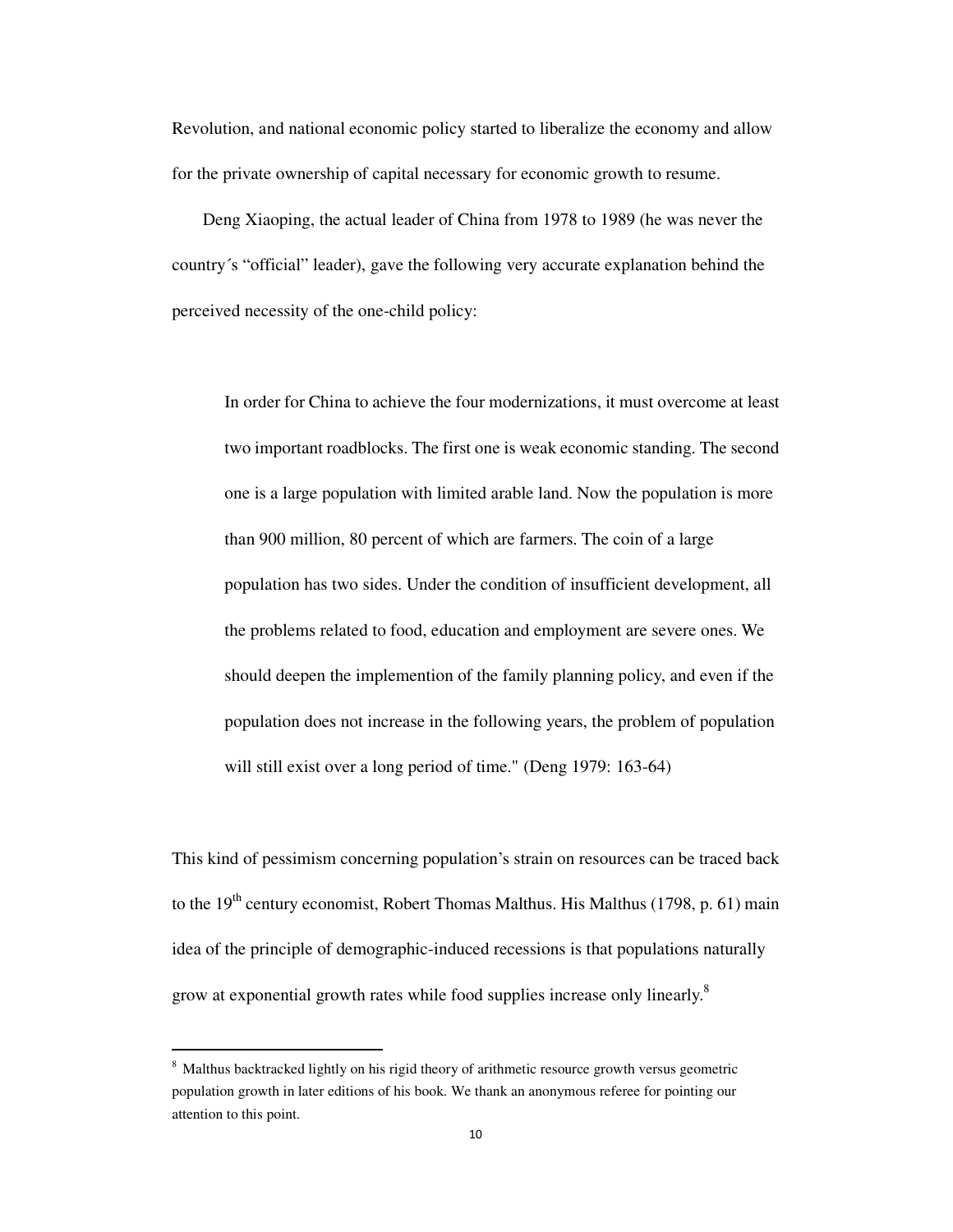Revolution, and national economic policy started to liberalize the economy and allow for the private ownership of capital necessary for economic growth to resume.

Deng Xiaoping, the actual leader of China from 1978 to 1989 (he was never the country´s “official” leader), gave the following very accurate explanation behind the perceived necessity of the one-child policy:

> In order for China to achieve the four modernizations, it must overcome at least two important roadblocks. The first one is weak economic standing. The second one is a large population with limited arable land. Now the population is more than 900 million, 80 percent of which are farmers. The coin of a large population has two sides. Under the condition of insufficient development, all the problems related to food, education and employment are severe ones. We should deepen the implemention of the family planning policy, and even if the population does not increase in the following years, the problem of population will still exist over a long period of time." (Deng 1979: 163-64)

This kind of pessimism concerning population's strain on resources can be traced back to the 19th century economist, Robert Thomas Malthus. His Malthus (1798, p. 61) main idea of the principle of demographic-induced recessions is that populations naturally grow at exponential growth rates while food supplies increase only linearly.[8]

---

[8] Malthus backtracked lightly on his rigid theory of arithmetic resource growth versus geometric population growth in later editions of his book. We thank an anonymous referee for pointing our attention to this point.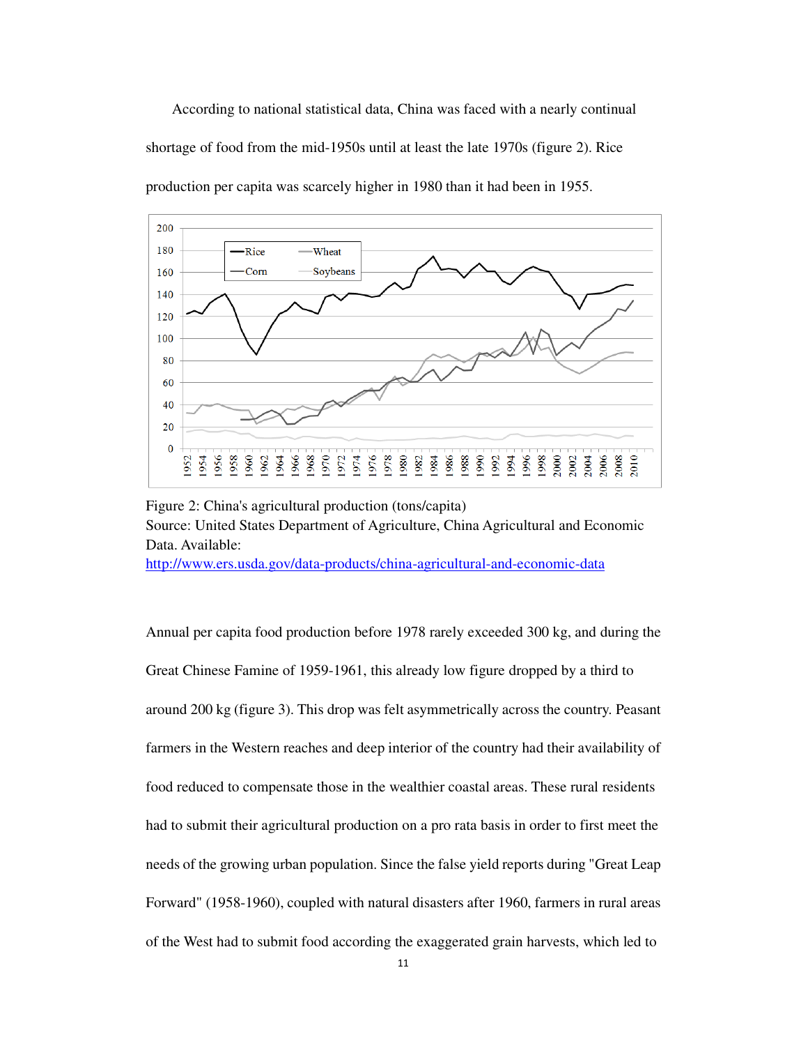According to national statistical data, China was faced with a nearly continual shortage of food from the mid-1950s until at least the late 1970s (figure 2). Rice production per capita was scarcely higher in 1980 than it had been in 1955.

Figure 2: China's agricultural production (tons/capita)
Source: United States Department of Agriculture, China Agricultural and Economic Data. Available:
http://www.ers.usda.gov/data-products/china-agricultural-and-economic-data

Annual per capita food production before 1978 rarely exceeded 300 kg, and during the Great Chinese Famine of 1959-1961, this already low figure dropped by a third to around 200 kg (figure 3). This drop was felt asymmetrically across the country. Peasant farmers in the Western reaches and deep interior of the country had their availability of food reduced to compensate those in the wealthier coastal areas. These rural residents had to submit their agricultural production on a pro rata basis in order to first meet the needs of the growing urban population. Since the false yield reports during "Great Leap Forward" (1958-1960), coupled with natural disasters after 1960, farmers in rural areas of the West had to submit food according the exaggerated grain harvests, which led to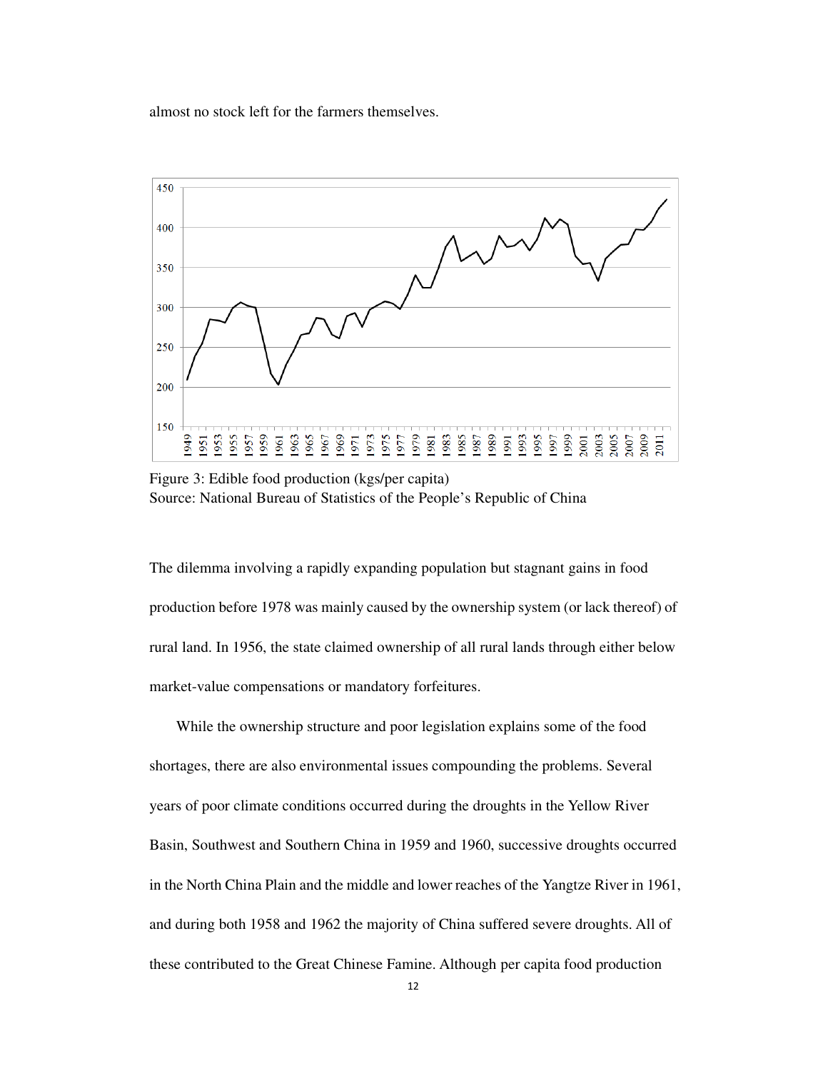almost no stock left for the farmers themselves.

Figure 3: Edible food production (kgs/per capita)
Source: National Bureau of Statistics of the People's Republic of China

The dilemma involving a rapidly expanding population but stagnant gains in food production before 1978 was mainly caused by the ownership system (or lack thereof) of rural land. In 1956, the state claimed ownership of all rural lands through either below market-value compensations or mandatory forfeitures.

While the ownership structure and poor legislation explains some of the food shortages, there are also environmental issues compounding the problems. Several years of poor climate conditions occurred during the droughts in the Yellow River Basin, Southwest and Southern China in 1959 and 1960, successive droughts occurred in the North China Plain and the middle and lower reaches of the Yangtze River in 1961, and during both 1958 and 1962 the majority of China suffered severe droughts. All of these contributed to the Great Chinese Famine. Although per capita food production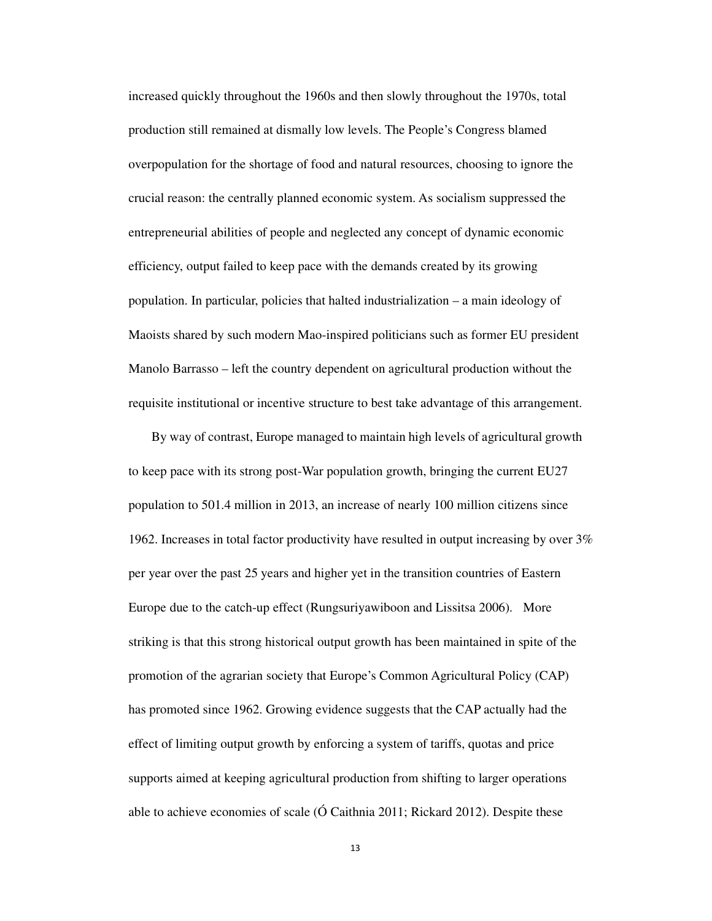increased quickly throughout the 1960s and then slowly throughout the 1970s, total production still remained at dismally low levels. The People's Congress blamed overpopulation for the shortage of food and natural resources, choosing to ignore the crucial reason: the centrally planned economic system. As socialism suppressed the entrepreneurial abilities of people and neglected any concept of dynamic economic efficiency, output failed to keep pace with the demands created by its growing population. In particular, policies that halted industrialization – a main ideology of Maoists shared by such modern Mao-inspired politicians such as former EU president Manolo Barrasso – left the country dependent on agricultural production without the requisite institutional or incentive structure to best take advantage of this arrangement.

By way of contrast, Europe managed to maintain high levels of agricultural growth to keep pace with its strong post-War population growth, bringing the current EU27 population to 501.4 million in 2013, an increase of nearly 100 million citizens since 1962. Increases in total factor productivity have resulted in output increasing by over 3% per year over the past 25 years and higher yet in the transition countries of Eastern Europe due to the catch-up effect (Rungsuriyawiboon and Lissitsa 2006). More striking is that this strong historical output growth has been maintained in spite of the promotion of the agrarian society that Europe's Common Agricultural Policy (CAP) has promoted since 1962. Growing evidence suggests that the CAP actually had the effect of limiting output growth by enforcing a system of tariffs, quotas and price supports aimed at keeping agricultural production from shifting to larger operations able to achieve economies of scale (Ó Caithnia 2011; Rickard 2012). Despite these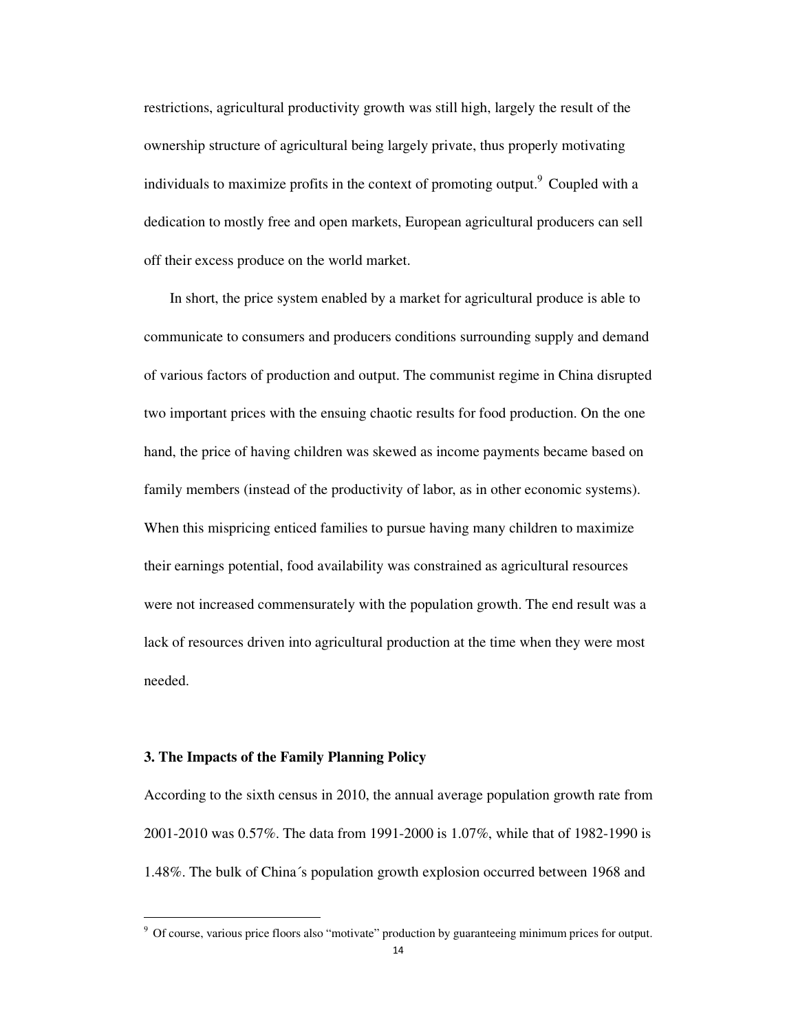restrictions, agricultural productivity growth was still high, largely the result of the ownership structure of agricultural being largely private, thus properly motivating individuals to maximize profits in the context of promoting output.[9] Coupled with a dedication to mostly free and open markets, European agricultural producers can sell off their excess produce on the world market.

In short, the price system enabled by a market for agricultural produce is able to communicate to consumers and producers conditions surrounding supply and demand of various factors of production and output. The communist regime in China disrupted two important prices with the ensuing chaotic results for food production. On the one hand, the price of having children was skewed as income payments became based on family members (instead of the productivity of labor, as in other economic systems). When this mispricing enticed families to pursue having many children to maximize their earnings potential, food availability was constrained as agricultural resources were not increased commensurately with the population growth. The end result was a lack of resources driven into agricultural production at the time when they were most needed.

### 3. The Impacts of the Family Planning Policy

According to the sixth census in 2010, the annual average population growth rate from 2001-2010 was 0.57%. The data from 1991-2000 is 1.07%, while that of 1982-1990 is 1.48%. The bulk of China´s population growth explosion occurred between 1968 and

[9] Of course, various price floors also “motivate” production by guaranteeing minimum prices for output.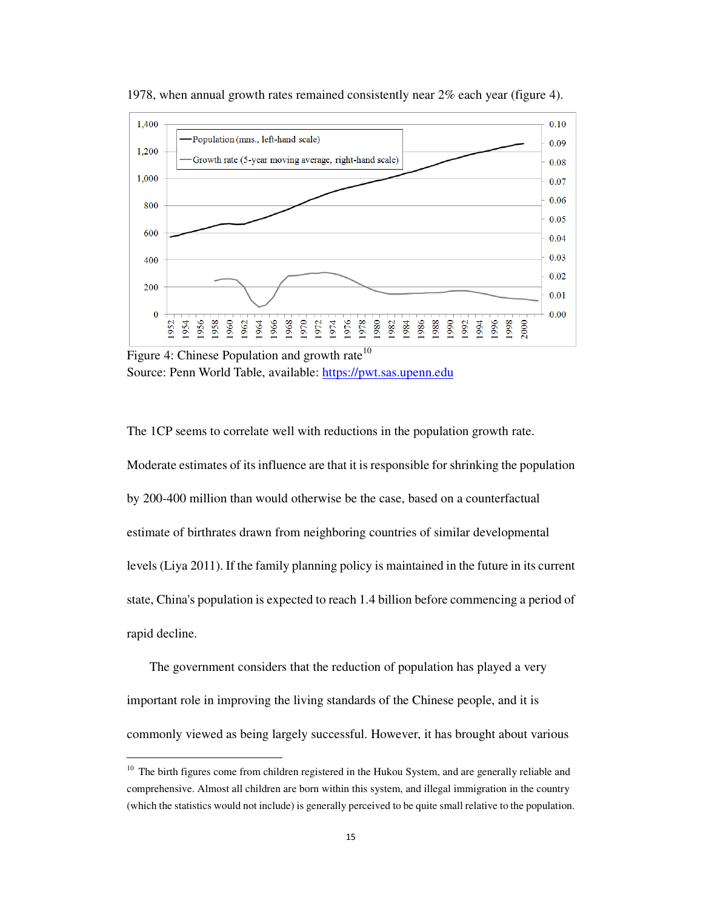1978, when annual growth rates remained consistently near 2% each year (figure 4).

Figure 4: Chinese Population and growth rate[10]
Source: Penn World Table, available: https://pwt.sas.upenn.edu

The 1CP seems to correlate well with reductions in the population growth rate. Moderate estimates of its influence are that it is responsible for shrinking the population by 200-400 million than would otherwise be the case, based on a counterfactual estimate of birthrates drawn from neighboring countries of similar developmental levels (Liya 2011). If the family planning policy is maintained in the future in its current state, China's population is expected to reach 1.4 billion before commencing a period of rapid decline.

The government considers that the reduction of population has played a very important role in improving the living standards of the Chinese people, and it is commonly viewed as being largely successful. However, it has brought about various

[10] The birth figures come from children registered in the Hukou System, and are generally reliable and comprehensive. Almost all children are born within this system, and illegal immigration in the country (which the statistics would not include) is generally perceived to be quite small relative to the population.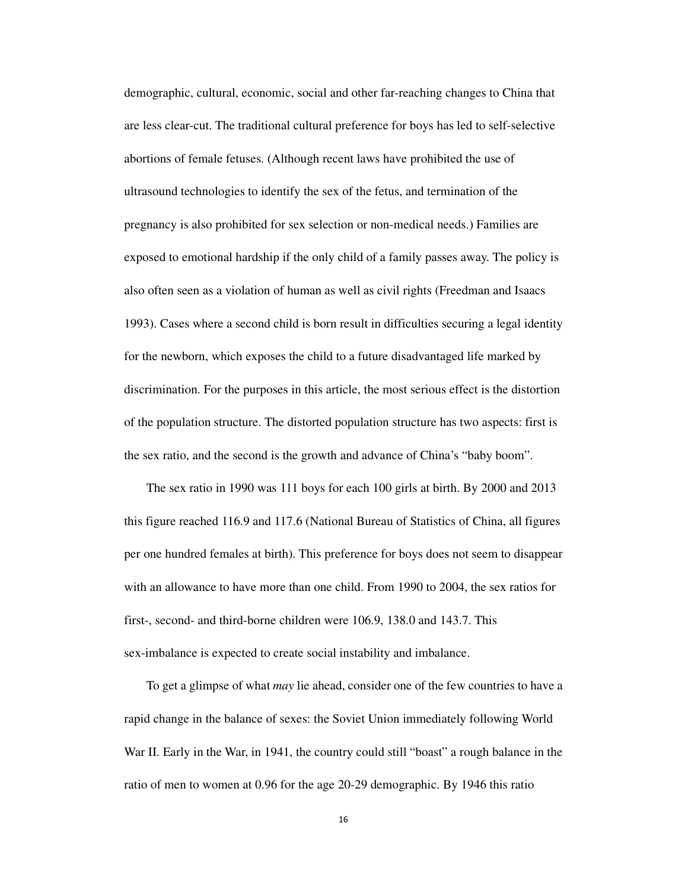demographic, cultural, economic, social and other far-reaching changes to China that are less clear-cut. The traditional cultural preference for boys has led to self-selective abortions of female fetuses. (Although recent laws have prohibited the use of ultrasound technologies to identify the sex of the fetus, and termination of the pregnancy is also prohibited for sex selection or non-medical needs.) Families are exposed to emotional hardship if the only child of a family passes away. The policy is also often seen as a violation of human as well as civil rights (Freedman and Isaacs 1993). Cases where a second child is born result in difficulties securing a legal identity for the newborn, which exposes the child to a future disadvantaged life marked by discrimination. For the purposes in this article, the most serious effect is the distortion of the population structure. The distorted population structure has two aspects: first is the sex ratio, and the second is the growth and advance of China's "baby boom".

The sex ratio in 1990 was 111 boys for each 100 girls at birth. By 2000 and 2013 this figure reached 116.9 and 117.6 (National Bureau of Statistics of China, all figures per one hundred females at birth). This preference for boys does not seem to disappear with an allowance to have more than one child. From 1990 to 2004, the sex ratios for first-, second- and third-borne children were 106.9, 138.0 and 143.7. This sex-imbalance is expected to create social instability and imbalance.

To get a glimpse of what *may* lie ahead, consider one of the few countries to have a rapid change in the balance of sexes: the Soviet Union immediately following World War II. Early in the War, in 1941, the country could still "boast" a rough balance in the ratio of men to women at 0.96 for the age 20-29 demographic. By 1946 this ratio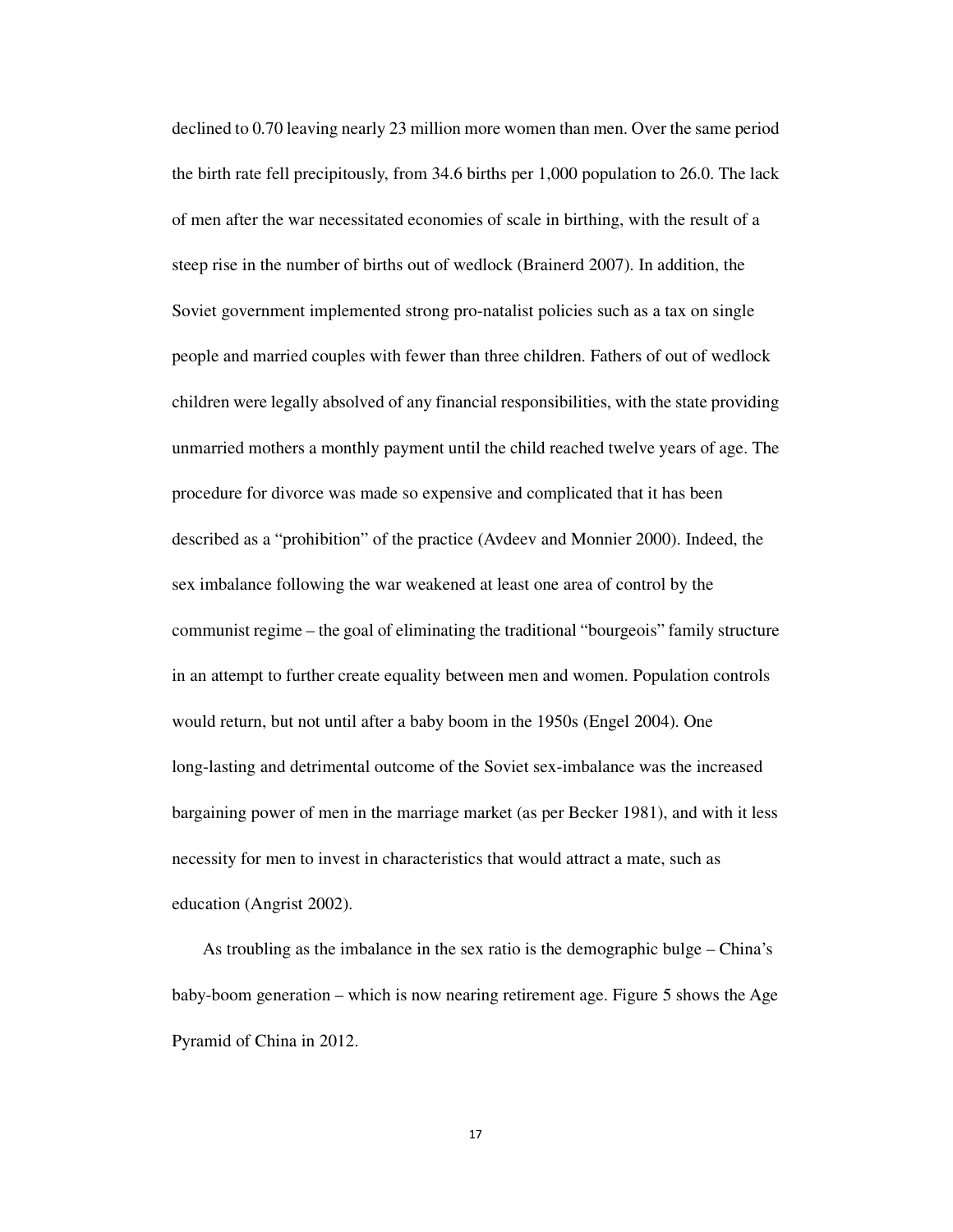declined to 0.70 leaving nearly 23 million more women than men. Over the same period the birth rate fell precipitously, from 34.6 births per 1,000 population to 26.0. The lack of men after the war necessitated economies of scale in birthing, with the result of a steep rise in the number of births out of wedlock (Brainerd 2007). In addition, the Soviet government implemented strong pro-natalist policies such as a tax on single people and married couples with fewer than three children. Fathers of out of wedlock children were legally absolved of any financial responsibilities, with the state providing unmarried mothers a monthly payment until the child reached twelve years of age. The procedure for divorce was made so expensive and complicated that it has been described as a "prohibition" of the practice (Avdeev and Monnier 2000). Indeed, the sex imbalance following the war weakened at least one area of control by the communist regime – the goal of eliminating the traditional "bourgeois" family structure in an attempt to further create equality between men and women. Population controls would return, but not until after a baby boom in the 1950s (Engel 2004). One long-lasting and detrimental outcome of the Soviet sex-imbalance was the increased bargaining power of men in the marriage market (as per Becker 1981), and with it less necessity for men to invest in characteristics that would attract a mate, such as education (Angrist 2002).

As troubling as the imbalance in the sex ratio is the demographic bulge – China's baby-boom generation – which is now nearing retirement age. Figure 5 shows the Age Pyramid of China in 2012.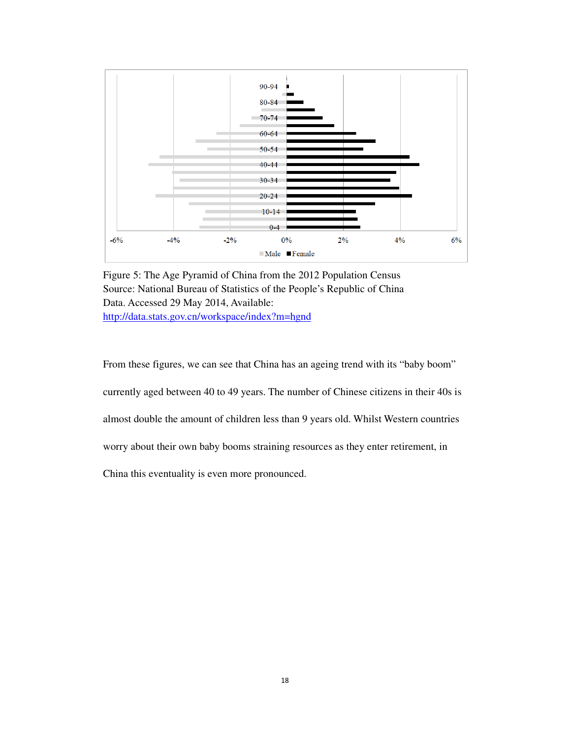Figure 5: The Age Pyramid of China from the 2012 Population Census
Source: National Bureau of Statistics of the People's Republic of China
Data. Accessed 29 May 2014, Available:
http://data.stats.gov.cn/workspace/index?m=hgnd

From these figures, we can see that China has an ageing trend with its "baby boom" currently aged between 40 to 49 years. The number of Chinese citizens in their 40s is almost double the amount of children less than 9 years old. Whilst Western countries worry about their own baby booms straining resources as they enter retirement, in China this eventuality is even more pronounced.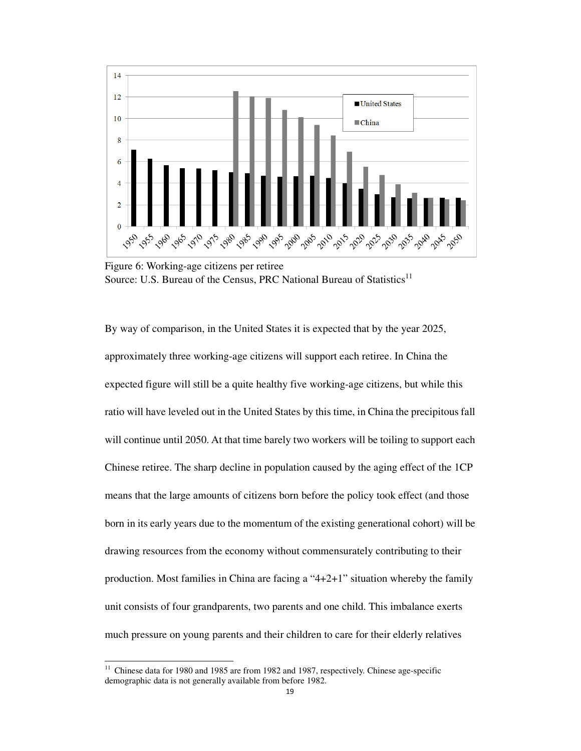Figure 6: Working-age citizens per retiree
Source: U.S. Bureau of the Census, PRC National Bureau of Statistics[11]

By way of comparison, in the United States it is expected that by the year 2025, approximately three working-age citizens will support each retiree. In China the expected figure will still be a quite healthy five working-age citizens, but while this ratio will have leveled out in the United States by this time, in China the precipitous fall will continue until 2050. At that time barely two workers will be toiling to support each Chinese retiree. The sharp decline in population caused by the aging effect of the 1CP means that the large amounts of citizens born before the policy took effect (and those born in its early years due to the momentum of the existing generational cohort) will be drawing resources from the economy without commensurately contributing to their production. Most families in China are facing a "4+2+1" situation whereby the family unit consists of four grandparents, two parents and one child. This imbalance exerts much pressure on young parents and their children to care for their elderly relatives

[11] Chinese data for 1980 and 1985 are from 1982 and 1987, respectively. Chinese age-specific demographic data is not generally available from before 1982.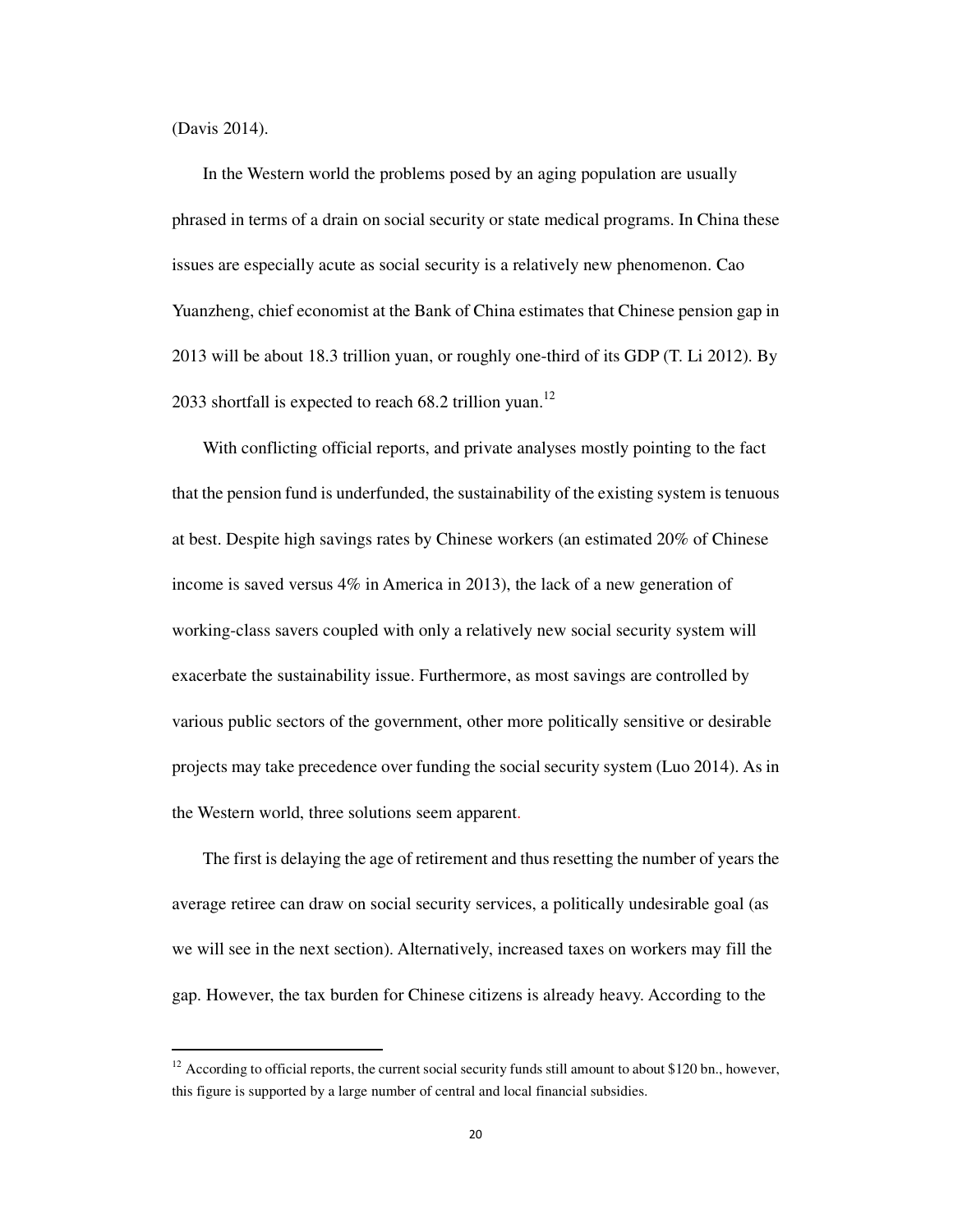(Davis 2014).

In the Western world the problems posed by an aging population are usually phrased in terms of a drain on social security or state medical programs. In China these issues are especially acute as social security is a relatively new phenomenon. Cao Yuanzheng, chief economist at the Bank of China estimates that Chinese pension gap in 2013 will be about 18.3 trillion yuan, or roughly one-third of its GDP (T. Li 2012). By 2033 shortfall is expected to reach 68.2 trillion yuan.[12]

With conflicting official reports, and private analyses mostly pointing to the fact that the pension fund is underfunded, the sustainability of the existing system is tenuous at best. Despite high savings rates by Chinese workers (an estimated 20% of Chinese income is saved versus 4% in America in 2013), the lack of a new generation of working-class savers coupled with only a relatively new social security system will exacerbate the sustainability issue. Furthermore, as most savings are controlled by various public sectors of the government, other more politically sensitive or desirable projects may take precedence over funding the social security system (Luo 2014). As in the Western world, three solutions seem apparent.

The first is delaying the age of retirement and thus resetting the number of years the average retiree can draw on social security services, a politically undesirable goal (as we will see in the next section). Alternatively, increased taxes on workers may fill the gap. However, the tax burden for Chinese citizens is already heavy. According to the

---

[12] According to official reports, the current social security funds still amount to about $120 bn., however, this figure is supported by a large number of central and local financial subsidies.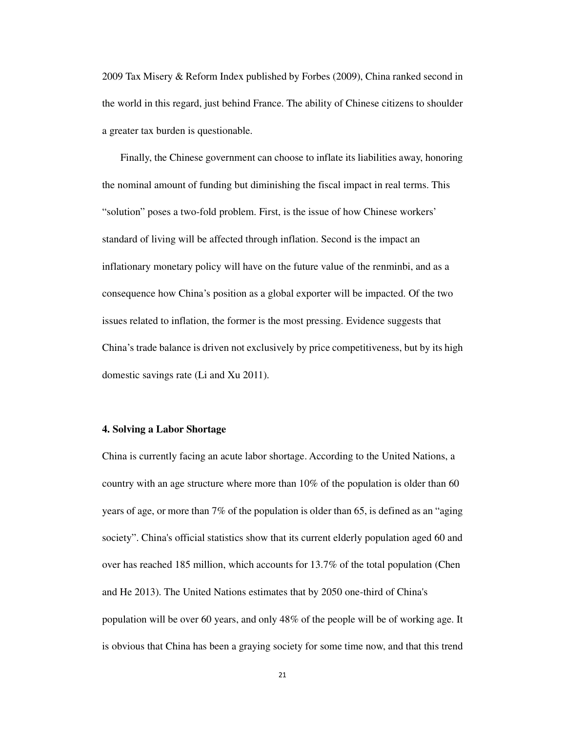2009 Tax Misery & Reform Index published by Forbes (2009), China ranked second in the world in this regard, just behind France. The ability of Chinese citizens to shoulder a greater tax burden is questionable.

Finally, the Chinese government can choose to inflate its liabilities away, honoring the nominal amount of funding but diminishing the fiscal impact in real terms. This "solution" poses a two-fold problem. First, is the issue of how Chinese workers' standard of living will be affected through inflation. Second is the impact an inflationary monetary policy will have on the future value of the renminbi, and as a consequence how China's position as a global exporter will be impacted. Of the two issues related to inflation, the former is the most pressing. Evidence suggests that China's trade balance is driven not exclusively by price competitiveness, but by its high domestic savings rate (Li and Xu 2011).

### 4. Solving a Labor Shortage

China is currently facing an acute labor shortage. According to the United Nations, a country with an age structure where more than 10% of the population is older than 60 years of age, or more than 7% of the population is older than 65, is defined as an "aging society". China's official statistics show that its current elderly population aged 60 and over has reached 185 million, which accounts for 13.7% of the total population (Chen and He 2013). The United Nations estimates that by 2050 one-third of China's population will be over 60 years, and only 48% of the people will be of working age. It is obvious that China has been a graying society for some time now, and that this trend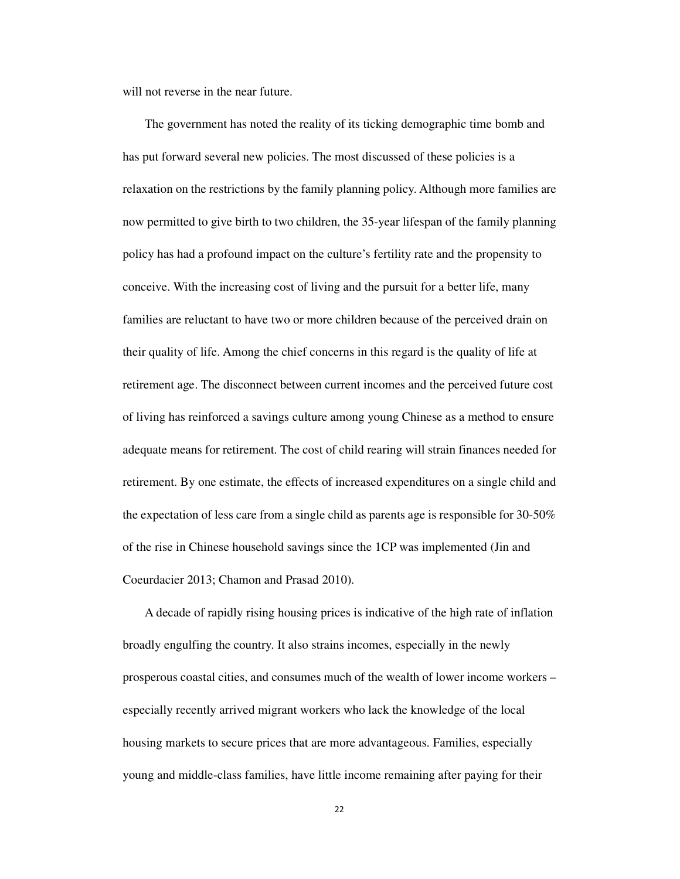will not reverse in the near future.

The government has noted the reality of its ticking demographic time bomb and has put forward several new policies. The most discussed of these policies is a relaxation on the restrictions by the family planning policy. Although more families are now permitted to give birth to two children, the 35-year lifespan of the family planning policy has had a profound impact on the culture's fertility rate and the propensity to conceive. With the increasing cost of living and the pursuit for a better life, many families are reluctant to have two or more children because of the perceived drain on their quality of life. Among the chief concerns in this regard is the quality of life at retirement age. The disconnect between current incomes and the perceived future cost of living has reinforced a savings culture among young Chinese as a method to ensure adequate means for retirement. The cost of child rearing will strain finances needed for retirement. By one estimate, the effects of increased expenditures on a single child and the expectation of less care from a single child as parents age is responsible for 30-50% of the rise in Chinese household savings since the 1CP was implemented (Jin and Coeurdacier 2013; Chamon and Prasad 2010).

A decade of rapidly rising housing prices is indicative of the high rate of inflation broadly engulfing the country. It also strains incomes, especially in the newly prosperous coastal cities, and consumes much of the wealth of lower income workers – especially recently arrived migrant workers who lack the knowledge of the local housing markets to secure prices that are more advantageous. Families, especially young and middle-class families, have little income remaining after paying for their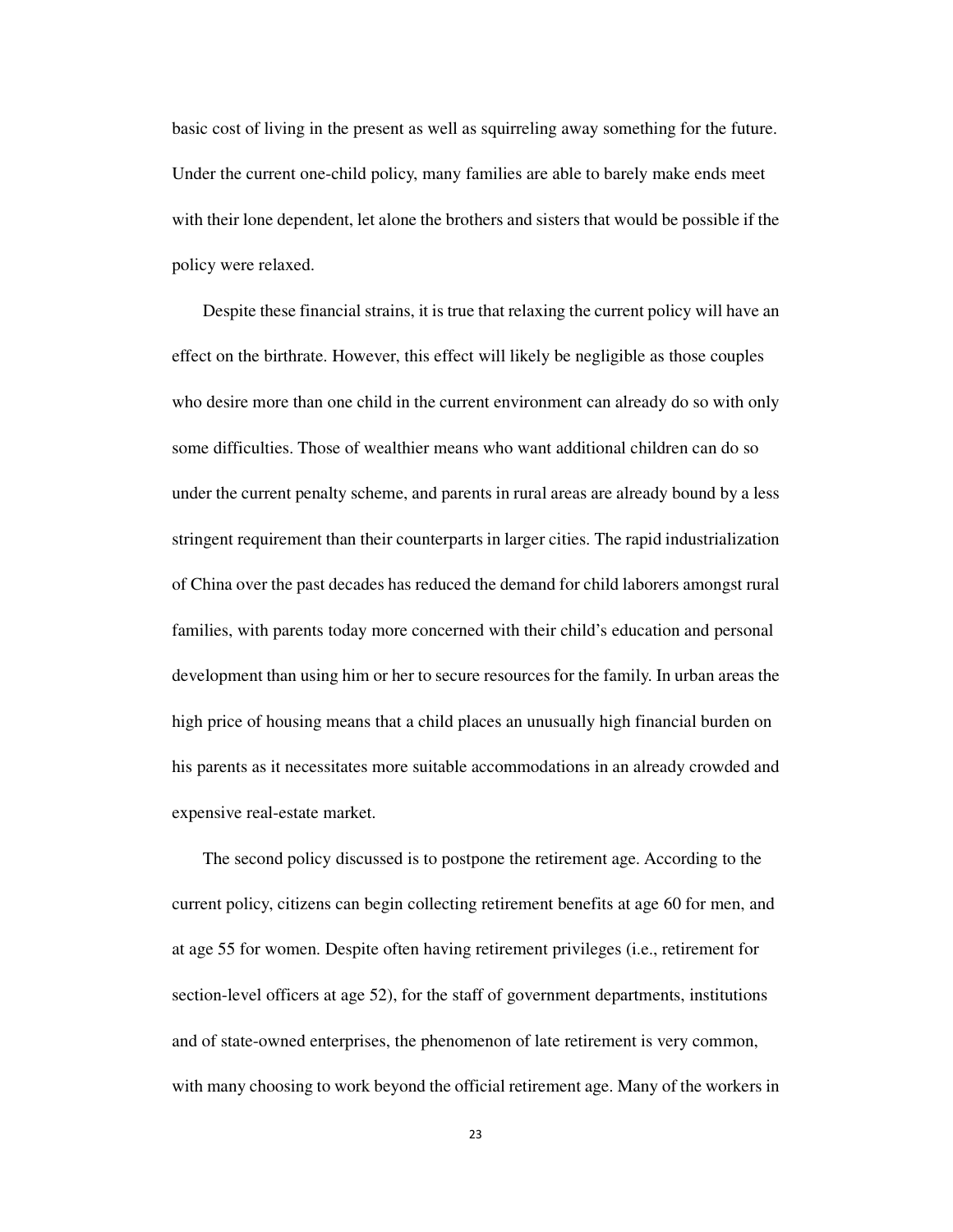basic cost of living in the present as well as squirreling away something for the future. Under the current one-child policy, many families are able to barely make ends meet with their lone dependent, let alone the brothers and sisters that would be possible if the policy were relaxed.

Despite these financial strains, it is true that relaxing the current policy will have an effect on the birthrate. However, this effect will likely be negligible as those couples who desire more than one child in the current environment can already do so with only some difficulties. Those of wealthier means who want additional children can do so under the current penalty scheme, and parents in rural areas are already bound by a less stringent requirement than their counterparts in larger cities. The rapid industrialization of China over the past decades has reduced the demand for child laborers amongst rural families, with parents today more concerned with their child's education and personal development than using him or her to secure resources for the family. In urban areas the high price of housing means that a child places an unusually high financial burden on his parents as it necessitates more suitable accommodations in an already crowded and expensive real-estate market.

The second policy discussed is to postpone the retirement age. According to the current policy, citizens can begin collecting retirement benefits at age 60 for men, and at age 55 for women. Despite often having retirement privileges (i.e., retirement for section-level officers at age 52), for the staff of government departments, institutions and of state-owned enterprises, the phenomenon of late retirement is very common, with many choosing to work beyond the official retirement age. Many of the workers in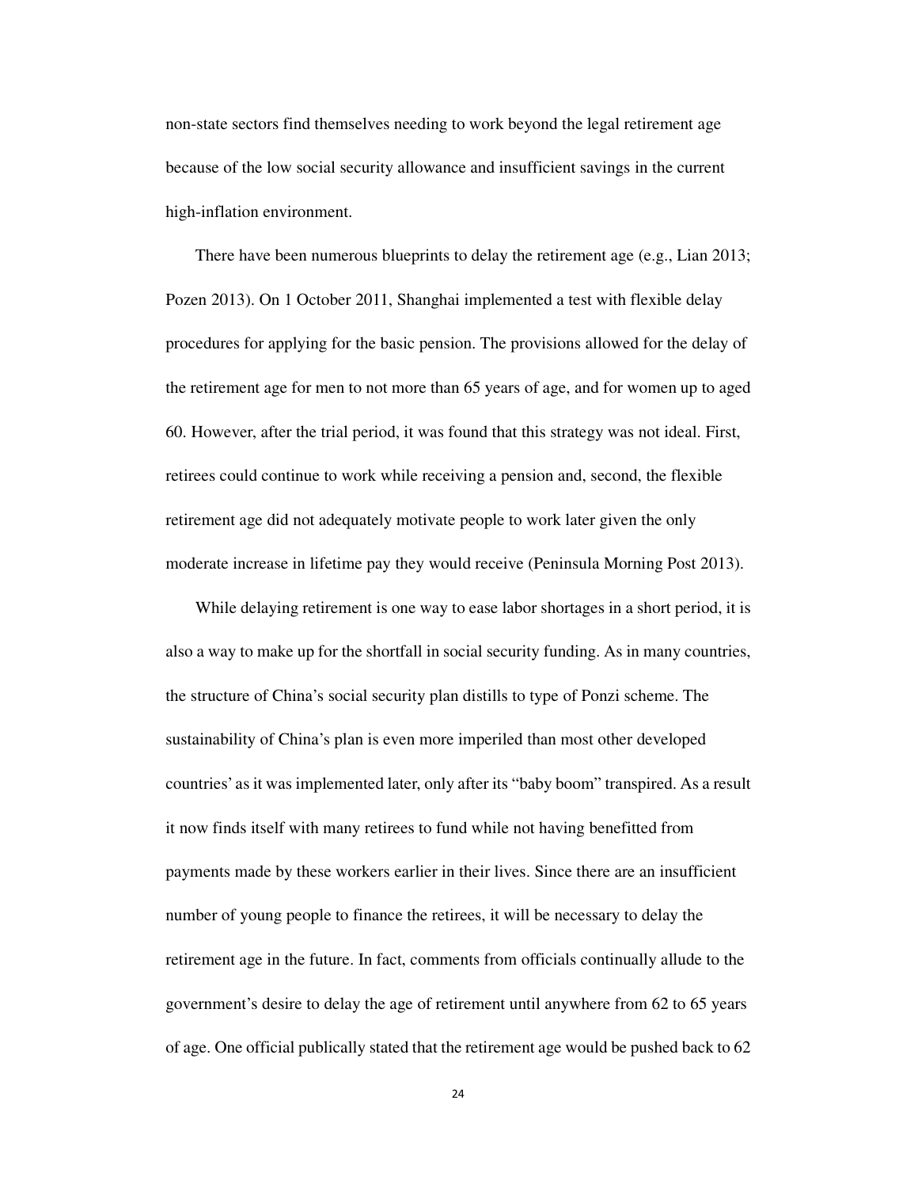non-state sectors find themselves needing to work beyond the legal retirement age because of the low social security allowance and insufficient savings in the current high-inflation environment.

There have been numerous blueprints to delay the retirement age (e.g., Lian 2013; Pozen 2013). On 1 October 2011, Shanghai implemented a test with flexible delay procedures for applying for the basic pension. The provisions allowed for the delay of the retirement age for men to not more than 65 years of age, and for women up to aged 60. However, after the trial period, it was found that this strategy was not ideal. First, retirees could continue to work while receiving a pension and, second, the flexible retirement age did not adequately motivate people to work later given the only moderate increase in lifetime pay they would receive (Peninsula Morning Post 2013).

While delaying retirement is one way to ease labor shortages in a short period, it is also a way to make up for the shortfall in social security funding. As in many countries, the structure of China's social security plan distills to type of Ponzi scheme. The sustainability of China's plan is even more imperiled than most other developed countries' as it was implemented later, only after its "baby boom" transpired. As a result it now finds itself with many retirees to fund while not having benefitted from payments made by these workers earlier in their lives. Since there are an insufficient number of young people to finance the retirees, it will be necessary to delay the retirement age in the future. In fact, comments from officials continually allude to the government's desire to delay the age of retirement until anywhere from 62 to 65 years of age. One official publically stated that the retirement age would be pushed back to 62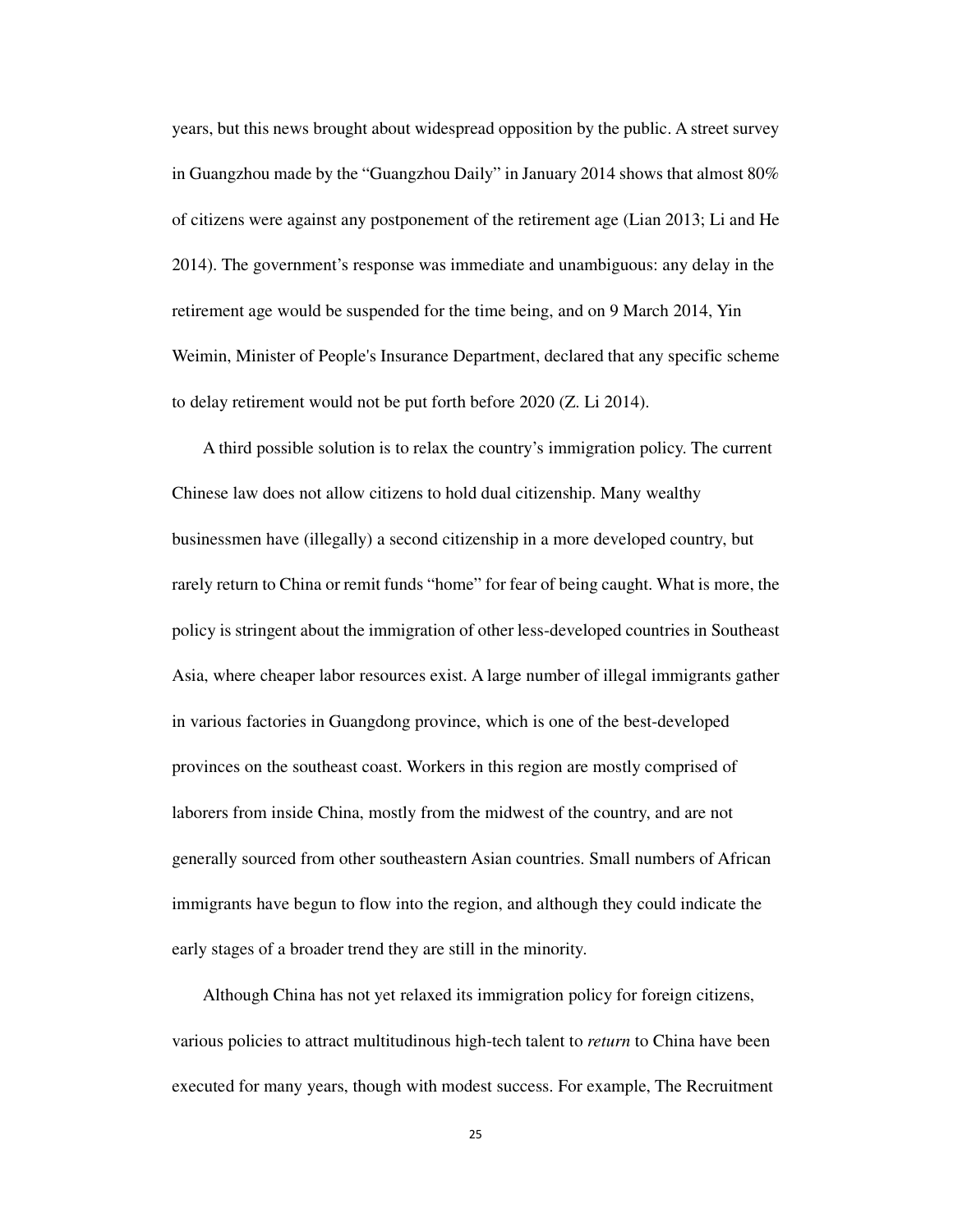years, but this news brought about widespread opposition by the public. A street survey in Guangzhou made by the "Guangzhou Daily" in January 2014 shows that almost 80% of citizens were against any postponement of the retirement age (Lian 2013; Li and He 2014). The government's response was immediate and unambiguous: any delay in the retirement age would be suspended for the time being, and on 9 March 2014, Yin Weimin, Minister of People's Insurance Department, declared that any specific scheme to delay retirement would not be put forth before 2020 (Z. Li 2014).

A third possible solution is to relax the country's immigration policy. The current Chinese law does not allow citizens to hold dual citizenship. Many wealthy businessmen have (illegally) a second citizenship in a more developed country, but rarely return to China or remit funds "home" for fear of being caught. What is more, the policy is stringent about the immigration of other less-developed countries in Southeast Asia, where cheaper labor resources exist. A large number of illegal immigrants gather in various factories in Guangdong province, which is one of the best-developed provinces on the southeast coast. Workers in this region are mostly comprised of laborers from inside China, mostly from the midwest of the country, and are not generally sourced from other southeastern Asian countries. Small numbers of African immigrants have begun to flow into the region, and although they could indicate the early stages of a broader trend they are still in the minority.

Although China has not yet relaxed its immigration policy for foreign citizens, various policies to attract multitudinous high-tech talent to *return* to China have been executed for many years, though with modest success. For example, The Recruitment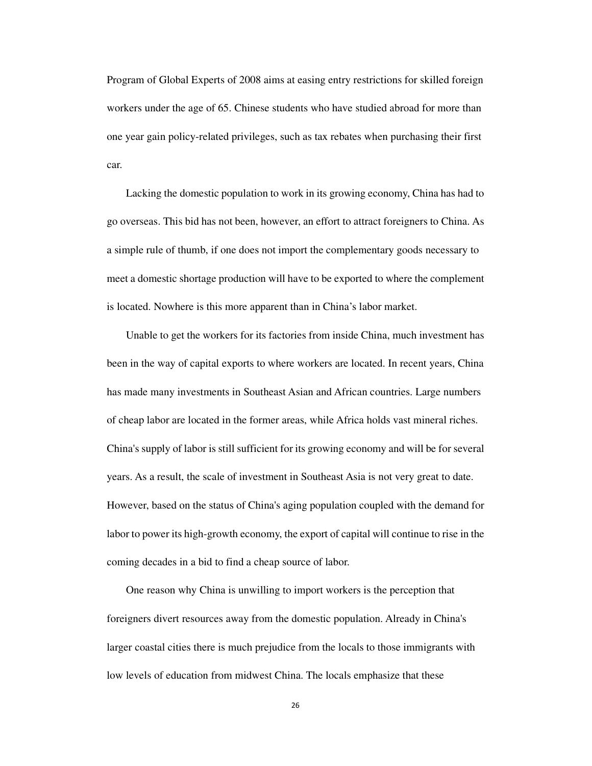Program of Global Experts of 2008 aims at easing entry restrictions for skilled foreign workers under the age of 65. Chinese students who have studied abroad for more than one year gain policy-related privileges, such as tax rebates when purchasing their first car.

Lacking the domestic population to work in its growing economy, China has had to go overseas. This bid has not been, however, an effort to attract foreigners to China. As a simple rule of thumb, if one does not import the complementary goods necessary to meet a domestic shortage production will have to be exported to where the complement is located. Nowhere is this more apparent than in China's labor market.

Unable to get the workers for its factories from inside China, much investment has been in the way of capital exports to where workers are located. In recent years, China has made many investments in Southeast Asian and African countries. Large numbers of cheap labor are located in the former areas, while Africa holds vast mineral riches. China's supply of labor is still sufficient for its growing economy and will be for several years. As a result, the scale of investment in Southeast Asia is not very great to date. However, based on the status of China's aging population coupled with the demand for labor to power its high-growth economy, the export of capital will continue to rise in the coming decades in a bid to find a cheap source of labor.

One reason why China is unwilling to import workers is the perception that foreigners divert resources away from the domestic population. Already in China's larger coastal cities there is much prejudice from the locals to those immigrants with low levels of education from midwest China. The locals emphasize that these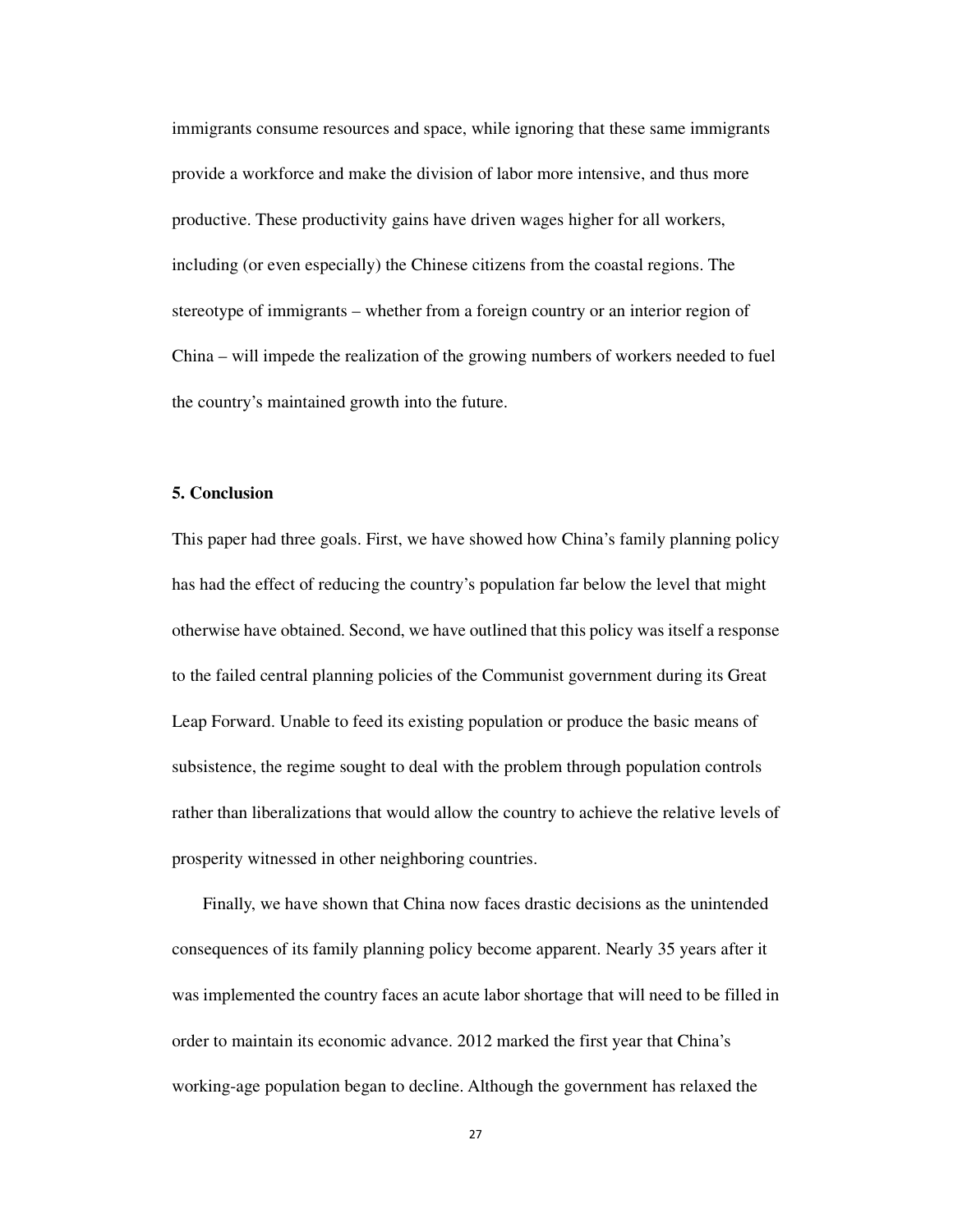immigrants consume resources and space, while ignoring that these same immigrants provide a workforce and make the division of labor more intensive, and thus more productive. These productivity gains have driven wages higher for all workers, including (or even especially) the Chinese citizens from the coastal regions. The stereotype of immigrants – whether from a foreign country or an interior region of China – will impede the realization of the growing numbers of workers needed to fuel the country's maintained growth into the future.

## 5. Conclusion

This paper had three goals. First, we have showed how China's family planning policy has had the effect of reducing the country's population far below the level that might otherwise have obtained. Second, we have outlined that this policy was itself a response to the failed central planning policies of the Communist government during its Great Leap Forward. Unable to feed its existing population or produce the basic means of subsistence, the regime sought to deal with the problem through population controls rather than liberalizations that would allow the country to achieve the relative levels of prosperity witnessed in other neighboring countries.

Finally, we have shown that China now faces drastic decisions as the unintended consequences of its family planning policy become apparent. Nearly 35 years after it was implemented the country faces an acute labor shortage that will need to be filled in order to maintain its economic advance. 2012 marked the first year that China's working-age population began to decline. Although the government has relaxed the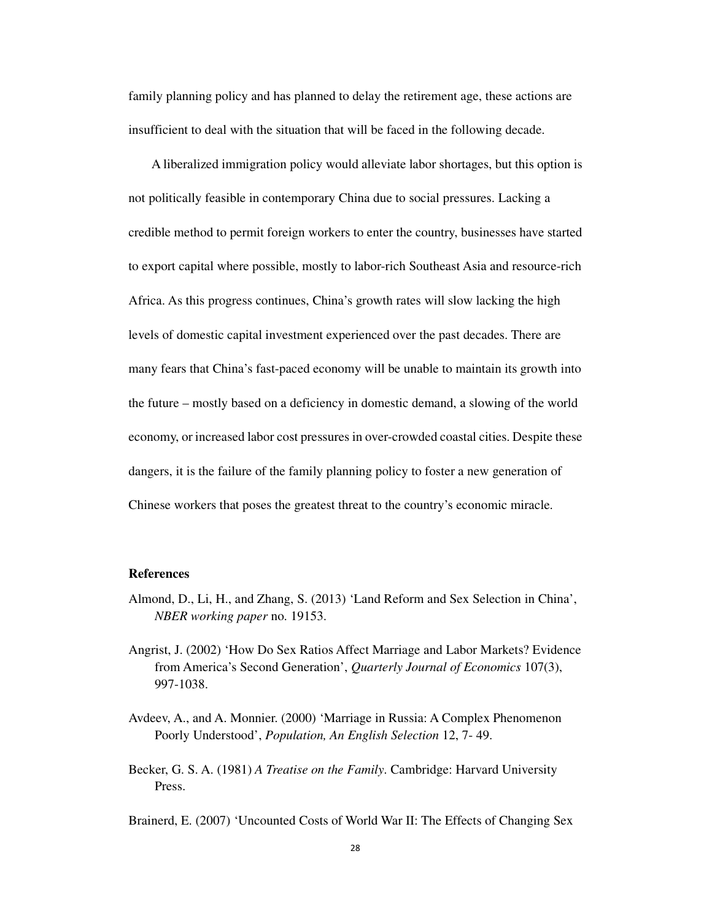family planning policy and has planned to delay the retirement age, these actions are insufficient to deal with the situation that will be faced in the following decade.

A liberalized immigration policy would alleviate labor shortages, but this option is not politically feasible in contemporary China due to social pressures. Lacking a credible method to permit foreign workers to enter the country, businesses have started to export capital where possible, mostly to labor-rich Southeast Asia and resource-rich Africa. As this progress continues, China's growth rates will slow lacking the high levels of domestic capital investment experienced over the past decades. There are many fears that China's fast-paced economy will be unable to maintain its growth into the future – mostly based on a deficiency in domestic demand, a slowing of the world economy, or increased labor cost pressures in over-crowded coastal cities. Despite these dangers, it is the failure of the family planning policy to foster a new generation of Chinese workers that poses the greatest threat to the country's economic miracle.

**References**

Almond, D., Li, H., and Zhang, S. (2013) 'Land Reform and Sex Selection in China', *NBER working paper* no. 19153.

Angrist, J. (2002) 'How Do Sex Ratios Affect Marriage and Labor Markets? Evidence from America's Second Generation', *Quarterly Journal of Economics* 107(3), 997-1038.

Avdeev, A., and A. Monnier. (2000) 'Marriage in Russia: A Complex Phenomenon Poorly Understood', *Population, An English Selection* 12, 7- 49.

Becker, G. S. A. (1981) *A Treatise on the Family*. Cambridge: Harvard University Press.

Brainerd, E. (2007) 'Uncounted Costs of World War II: The Effects of Changing Sex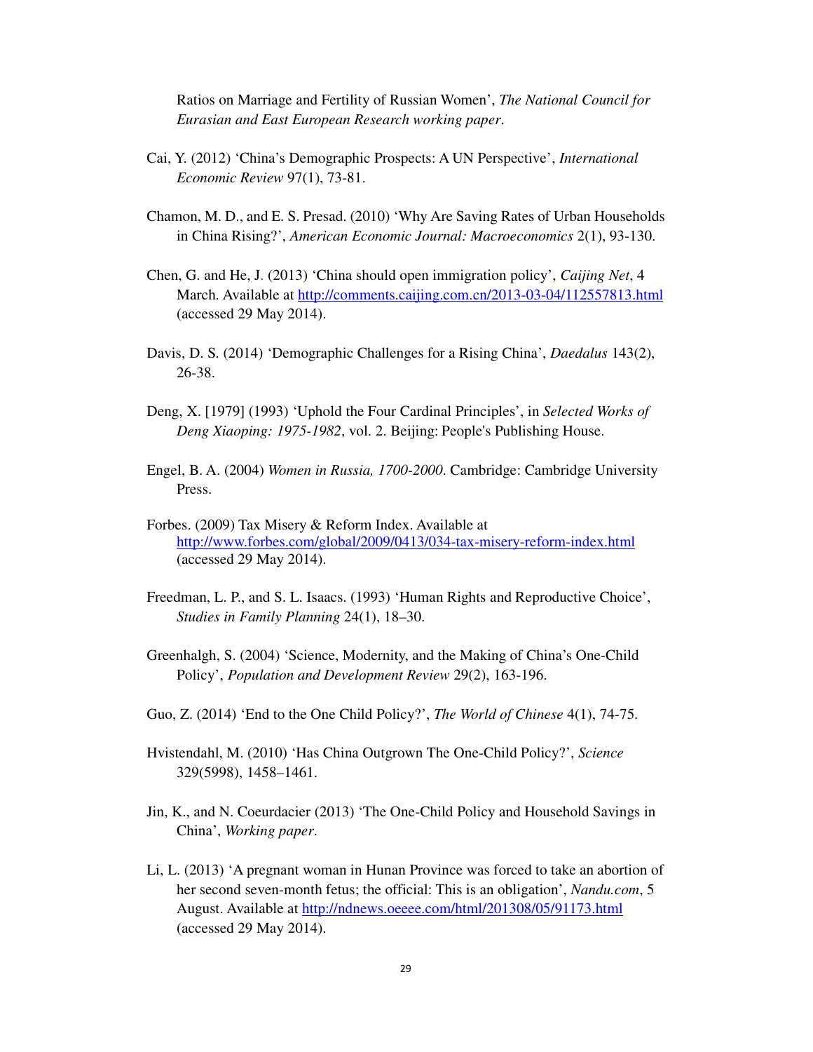Ratios on Marriage and Fertility of Russian Women', *The National Council for Eurasian and East European Research working paper*.

Cai, Y. (2012) 'China's Demographic Prospects: A UN Perspective', *International Economic Review* 97(1), 73-81.

Chamon, M. D., and E. S. Presad. (2010) 'Why Are Saving Rates of Urban Households in China Rising?', *American Economic Journal: Macroeconomics* 2(1), 93-130.

Chen, G. and He, J. (2013) 'China should open immigration policy', *Caijing Net*, 4 March. Available at http://comments.caijing.com.cn/2013-03-04/112557813.html (accessed 29 May 2014).

Davis, D. S. (2014) 'Demographic Challenges for a Rising China', *Daedalus* 143(2), 26-38.

Deng, X. [1979] (1993) 'Uphold the Four Cardinal Principles', in *Selected Works of Deng Xiaoping: 1975-1982*, vol. 2. Beijing: People's Publishing House.

Engel, B. A. (2004) *Women in Russia, 1700-2000*. Cambridge: Cambridge University Press.

Forbes. (2009) Tax Misery & Reform Index. Available at http://www.forbes.com/global/2009/0413/034-tax-misery-reform-index.html (accessed 29 May 2014).

Freedman, L. P., and S. L. Isaacs. (1993) 'Human Rights and Reproductive Choice', *Studies in Family Planning* 24(1), 18–30.

Greenhalgh, S. (2004) 'Science, Modernity, and the Making of China's One-Child Policy', *Population and Development Review* 29(2), 163-196.

Guo, Z. (2014) 'End to the One Child Policy?', *The World of Chinese* 4(1), 74-75.

Hvistendahl, M. (2010) 'Has China Outgrown The One-Child Policy?', *Science* 329(5998), 1458–1461.

Jin, K., and N. Coeurdacier (2013) 'The One-Child Policy and Household Savings in China', *Working paper*.

Li, L. (2013) 'A pregnant woman in Hunan Province was forced to take an abortion of her second seven-month fetus; the official: This is an obligation', *Nandu.com*, 5 August. Available at http://ndnews.oeeee.com/html/201308/05/91173.html (accessed 29 May 2014).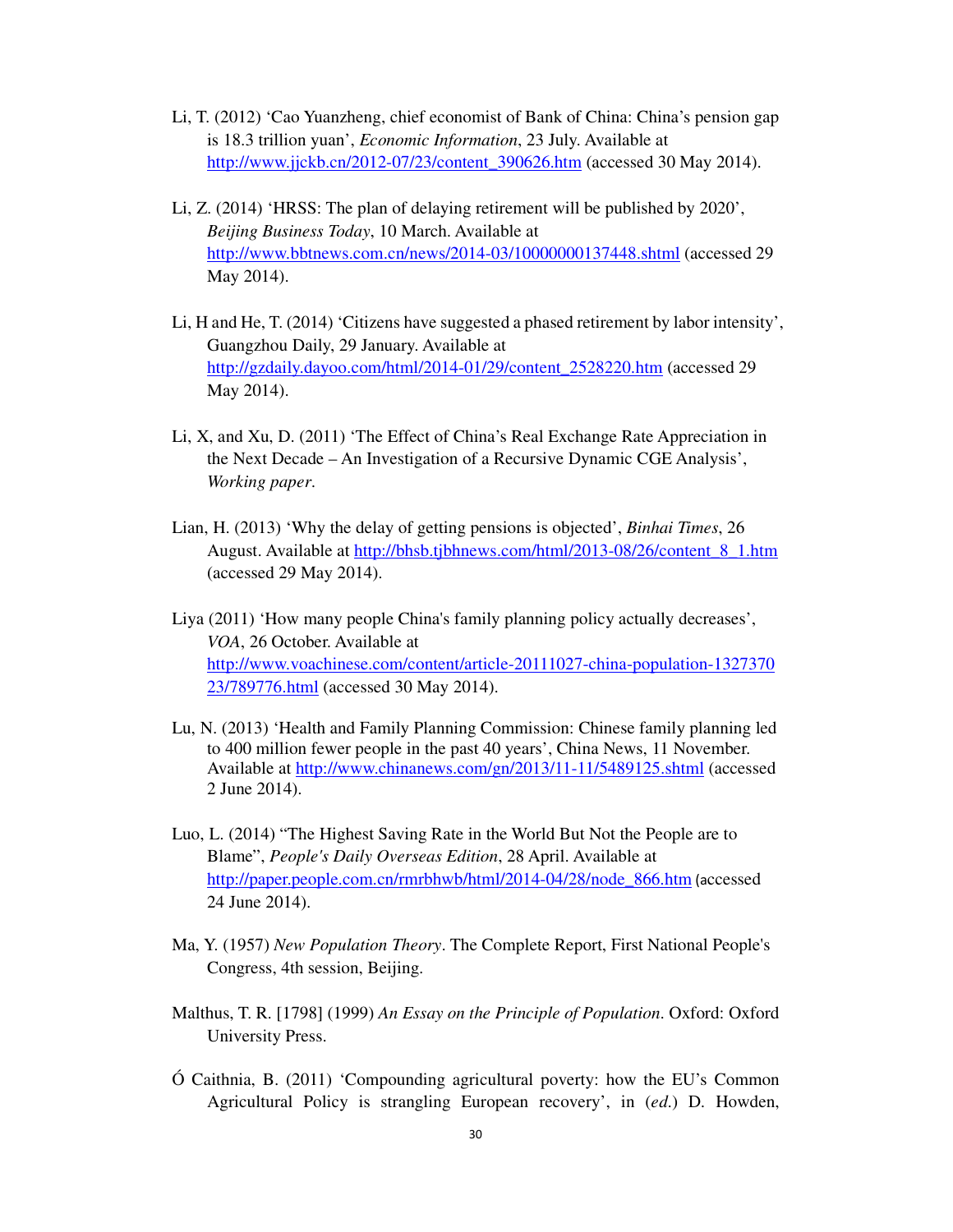Li, T. (2012) 'Cao Yuanzheng, chief economist of Bank of China: China's pension gap is 18.3 trillion yuan', *Economic Information*, 23 July. Available at http://www.jjckb.cn/2012-07/23/content_390626.htm (accessed 30 May 2014).

Li, Z. (2014) 'HRSS: The plan of delaying retirement will be published by 2020', *Beijing Business Today*, 10 March. Available at http://www.bbtnews.com.cn/news/2014-03/10000000137448.shtml (accessed 29 May 2014).

Li, H and He, T. (2014) 'Citizens have suggested a phased retirement by labor intensity', Guangzhou Daily, 29 January. Available at http://gzdaily.dayoo.com/html/2014-01/29/content_2528220.htm (accessed 29 May 2014).

Li, X, and Xu, D. (2011) 'The Effect of China's Real Exchange Rate Appreciation in the Next Decade – An Investigation of a Recursive Dynamic CGE Analysis', *Working paper*.

Lian, H. (2013) 'Why the delay of getting pensions is objected', *Binhai Times*, 26 August. Available at http://bhsb.tjbhnews.com/html/2013-08/26/content_8_1.htm (accessed 29 May 2014).

Liya (2011) 'How many people China's family planning policy actually decreases', *VOA*, 26 October. Available at http://www.voachinese.com/content/article-20111027-china-population-132737023/789776.html (accessed 30 May 2014).

Lu, N. (2013) 'Health and Family Planning Commission: Chinese family planning led to 400 million fewer people in the past 40 years', China News, 11 November. Available at http://www.chinanews.com/gn/2013/11-11/5489125.shtml (accessed 2 June 2014).

Luo, L. (2014) "The Highest Saving Rate in the World But Not the People are to Blame", *People's Daily Overseas Edition*, 28 April. Available at http://paper.people.com.cn/rmrbhwb/html/2014-04/28/node_866.htm (accessed 24 June 2014).

Ma, Y. (1957) *New Population Theory*. The Complete Report, First National People's Congress, 4th session, Beijing.

Malthus, T. R. [1798] (1999) *An Essay on the Principle of Population*. Oxford: Oxford University Press.

Ó Caithnia, B. (2011) 'Compounding agricultural poverty: how the EU's Common Agricultural Policy is strangling European recovery', in (*ed.*) D. Howden,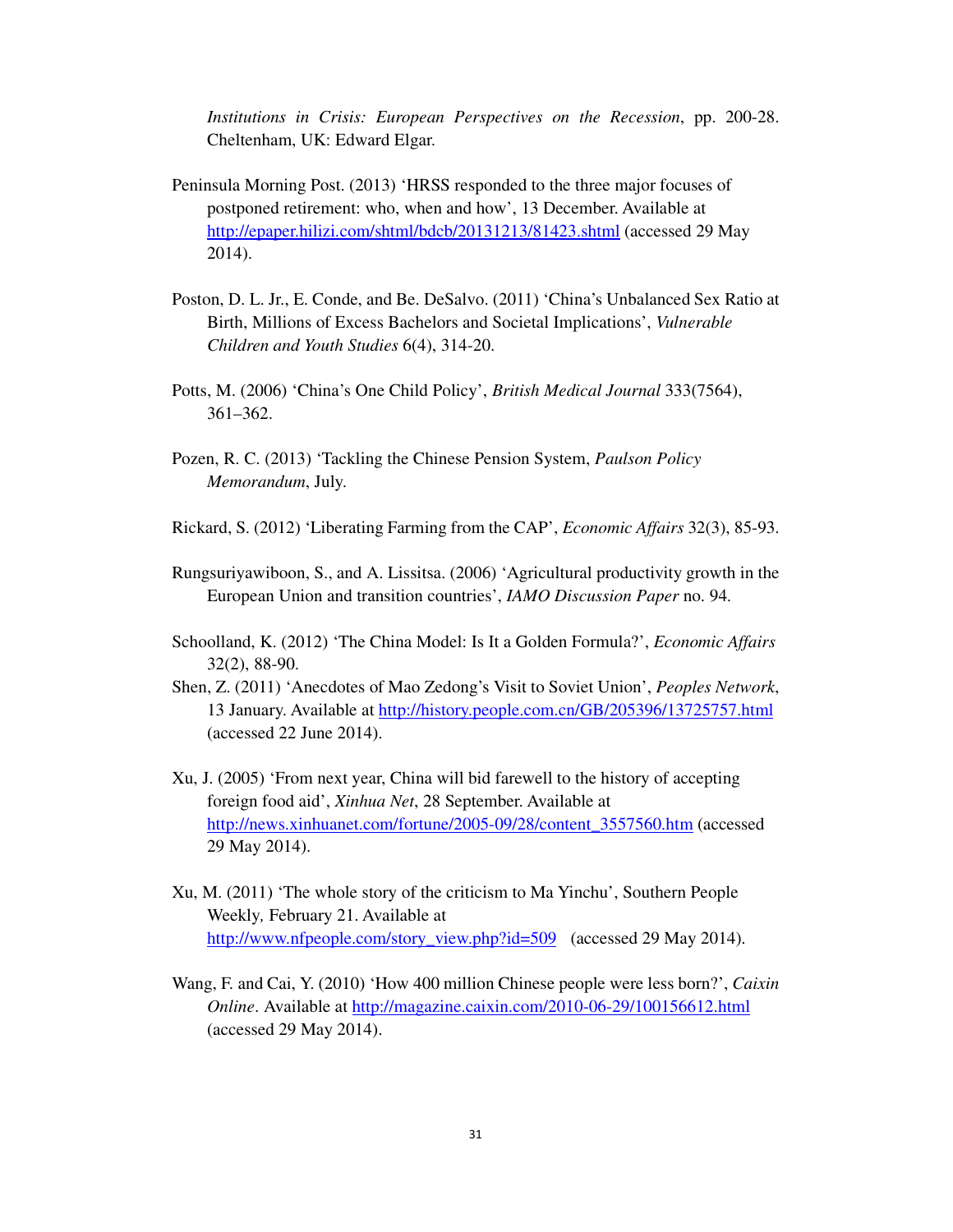*Institutions in Crisis: European Perspectives on the Recession*, pp. 200-28. Cheltenham, UK: Edward Elgar.

Peninsula Morning Post. (2013) 'HRSS responded to the three major focuses of postponed retirement: who, when and how', 13 December. Available at http://epaper.hilizi.com/shtml/bdcb/20131213/81423.shtml (accessed 29 May 2014).

Poston, D. L. Jr., E. Conde, and Be. DeSalvo. (2011) 'China's Unbalanced Sex Ratio at Birth, Millions of Excess Bachelors and Societal Implications', *Vulnerable Children and Youth Studies* 6(4), 314-20.

Potts, M. (2006) 'China's One Child Policy', *British Medical Journal* 333(7564), 361–362.

Pozen, R. C. (2013) 'Tackling the Chinese Pension System, *Paulson Policy Memorandum*, July.

Rickard, S. (2012) 'Liberating Farming from the CAP', *Economic Affairs* 32(3), 85-93.

Rungsuriyawiboon, S., and A. Lissitsa. (2006) 'Agricultural productivity growth in the European Union and transition countries', *IAMO Discussion Paper* no. 94.

Schoolland, K. (2012) 'The China Model: Is It a Golden Formula?', *Economic Affairs* 32(2), 88-90.

Shen, Z. (2011) 'Anecdotes of Mao Zedong's Visit to Soviet Union', *Peoples Network*, 13 January. Available at http://history.people.com.cn/GB/205396/13725757.html (accessed 22 June 2014).

Xu, J. (2005) 'From next year, China will bid farewell to the history of accepting foreign food aid', *Xinhua Net*, 28 September. Available at http://news.xinhuanet.com/fortune/2005-09/28/content_3557560.htm (accessed 29 May 2014).

Xu, M. (2011) 'The whole story of the criticism to Ma Yinchu', Southern People Weekly*,* February 21. Available at http://www.nfpeople.com/story_view.php?id=509 (accessed 29 May 2014).

Wang, F. and Cai, Y. (2010) 'How 400 million Chinese people were less born?', *Caixin Online*. Available at http://magazine.caixin.com/2010-06-29/100156612.html (accessed 29 May 2014).